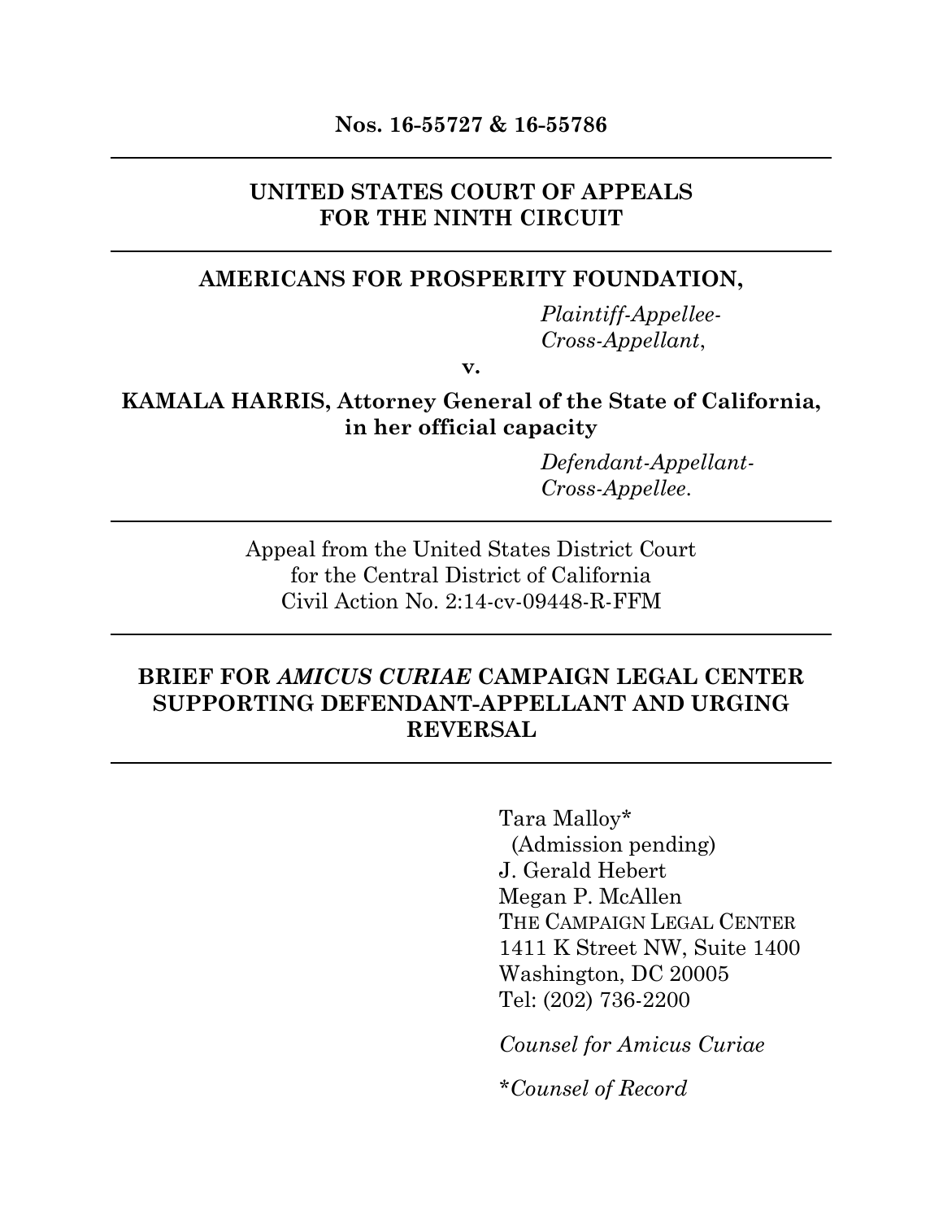**Nos. 16-55727 & 16-55786**

---

**UNITED STATES COURT OF APPEALS**
**FOR THE NINTH CIRCUIT**

---

**AMERICANS FOR PROSPERITY FOUNDATION,**

*Plaintiff-Appellee-Cross-Appellant*,

**v.**

**KAMALA HARRIS, Attorney General of the State of California, in her official capacity**

*Defendant-Appellant-Cross-Appellee.*

---

Appeal from the United States District Court
for the Central District of California
Civil Action No. 2:14-cv-09448-R-FFM

---

**BRIEF FOR *AMICUS CURIAE* CAMPAIGN LEGAL CENTER SUPPORTING DEFENDANT-APPELLANT AND URGING REVERSAL**

---

Tara Malloy*
(Admission pending)
J. Gerald Hebert
Megan P. McAllen
THE CAMPAIGN LEGAL CENTER
1411 K Street NW, Suite 1400
Washington, DC 20005
Tel: (202) 736-2200

*Counsel for Amicus Curiae*

\**Counsel of Record*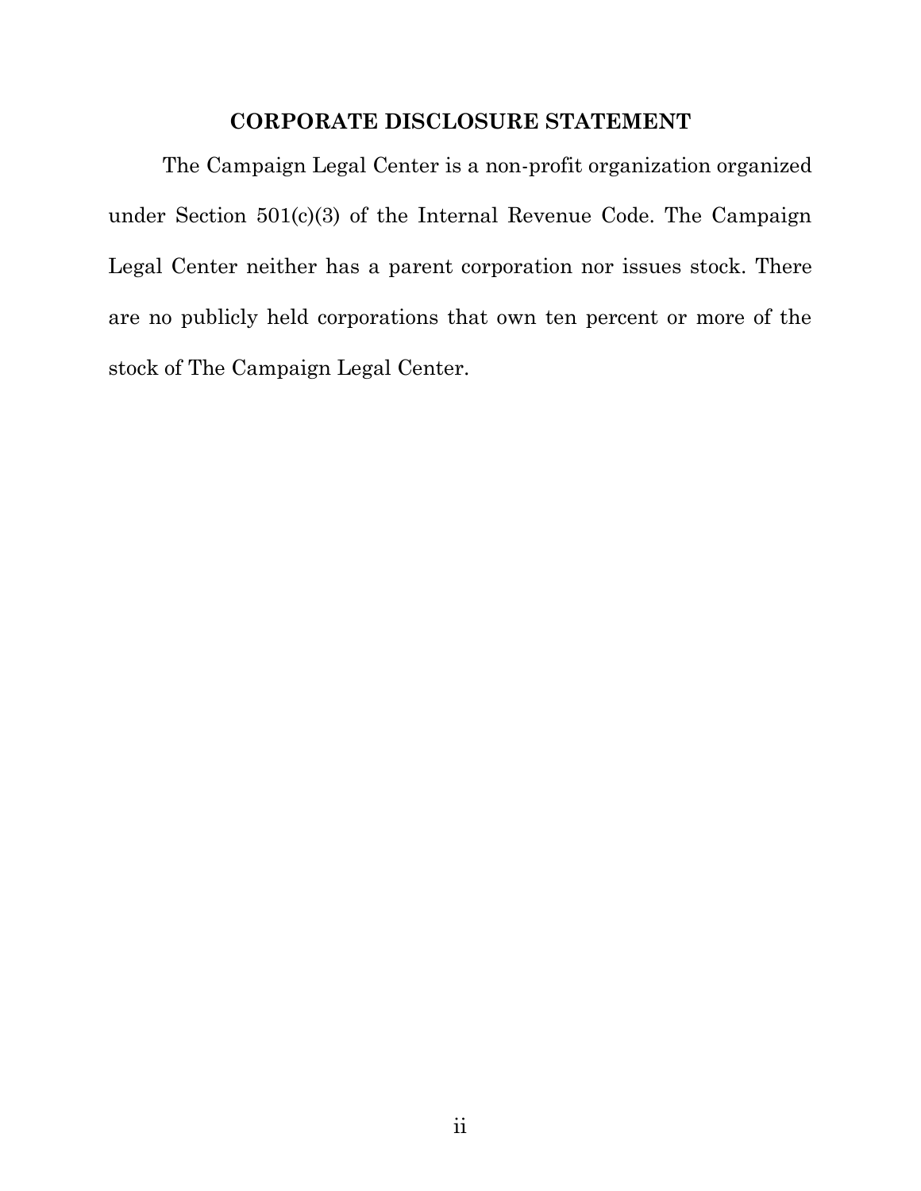## CORPORATE DISCLOSURE STATEMENT

The Campaign Legal Center is a non-profit organization organized under Section 501(c)(3) of the Internal Revenue Code. The Campaign Legal Center neither has a parent corporation nor issues stock. There are no publicly held corporations that own ten percent or more of the stock of The Campaign Legal Center.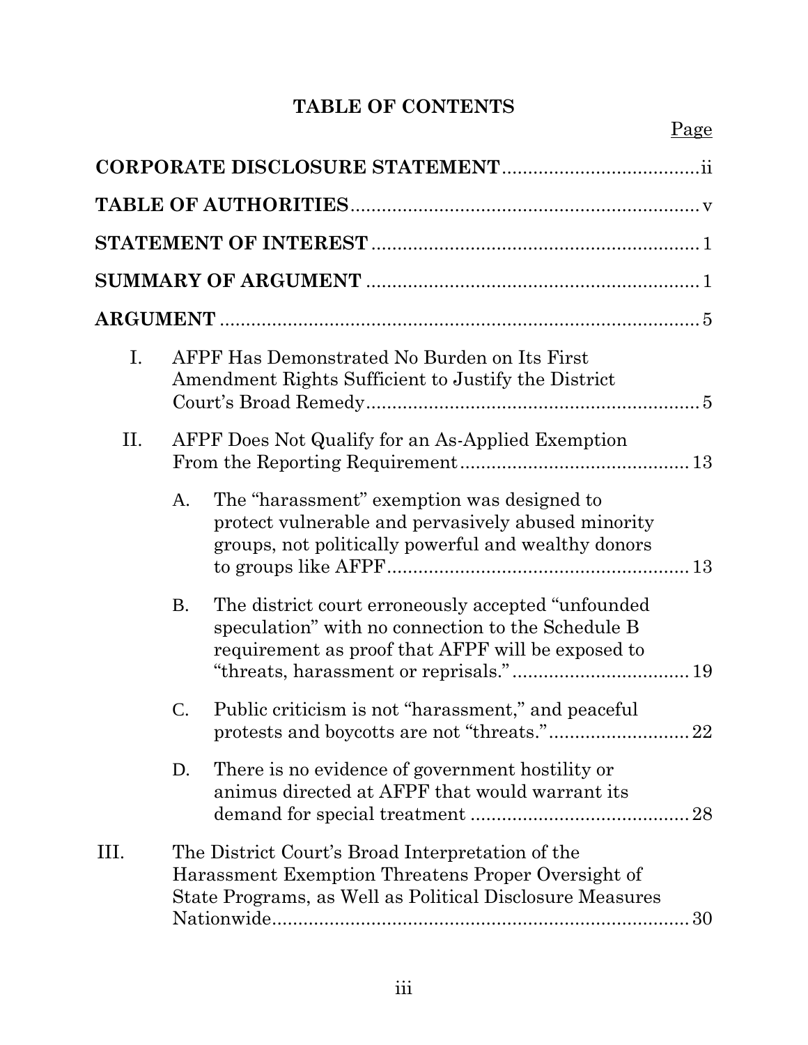# TABLE OF CONTENTS

Page

**CORPORATE DISCLOSURE STATEMENT** ..... ii

**TABLE OF AUTHORITIES** ..... v

**STATEMENT OF INTEREST** ..... 1

**SUMMARY OF ARGUMENT** ..... 1

**ARGUMENT** ..... 5

I. AFPF Has Demonstrated No Burden on Its First Amendment Rights Sufficient to Justify the District Court's Broad Remedy ..... 5

II. AFPF Does Not Qualify for an As-Applied Exemption From the Reporting Requirement ..... 13

   A. The "harassment" exemption was designed to protect vulnerable and pervasively abused minority groups, not politically powerful and wealthy donors to groups like AFPF ..... 13

   B. The district court erroneously accepted "unfounded speculation" with no connection to the Schedule B requirement as proof that AFPF will be exposed to "threats, harassment or reprisals." ..... 19

   C. Public criticism is not "harassment," and peaceful protests and boycotts are not "threats." ..... 22

   D. There is no evidence of government hostility or animus directed at AFPF that would warrant its demand for special treatment ..... 28

III. The District Court's Broad Interpretation of the Harassment Exemption Threatens Proper Oversight of State Programs, as Well as Political Disclosure Measures Nationwide ..... 30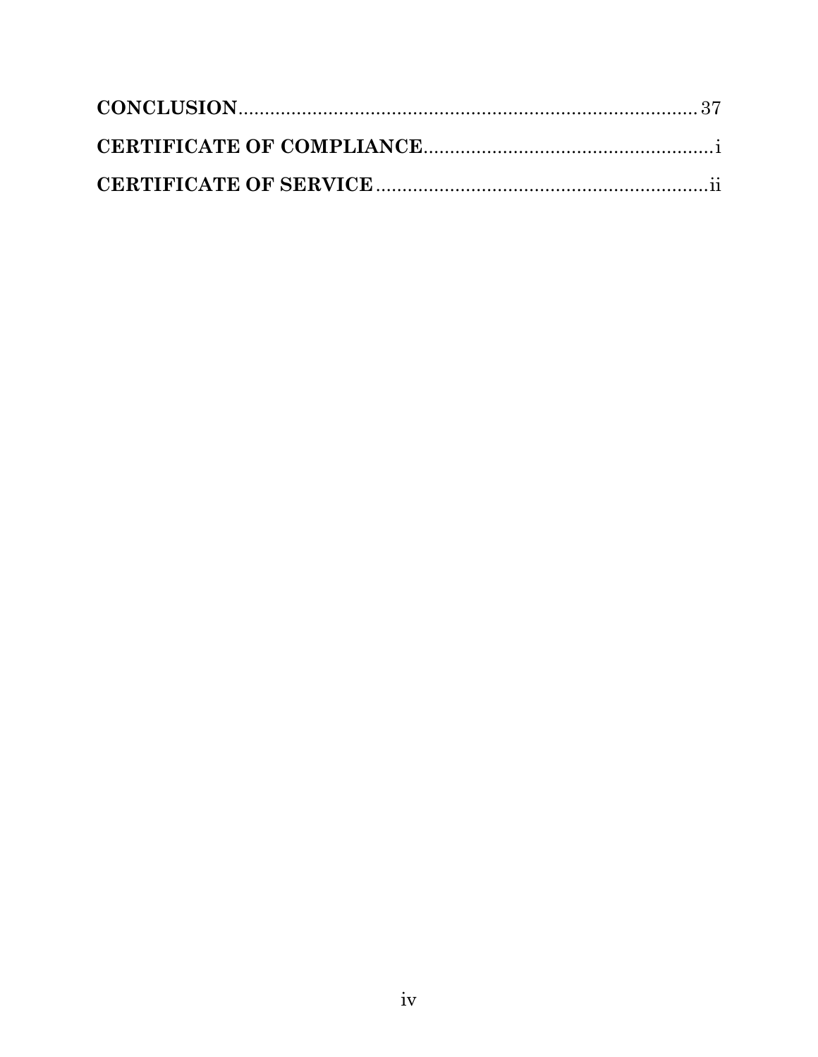**CONCLUSION**......................................................................................37

**CERTIFICATE OF COMPLIANCE**.......................................................i

**CERTIFICATE OF SERVICE**...............................................................ii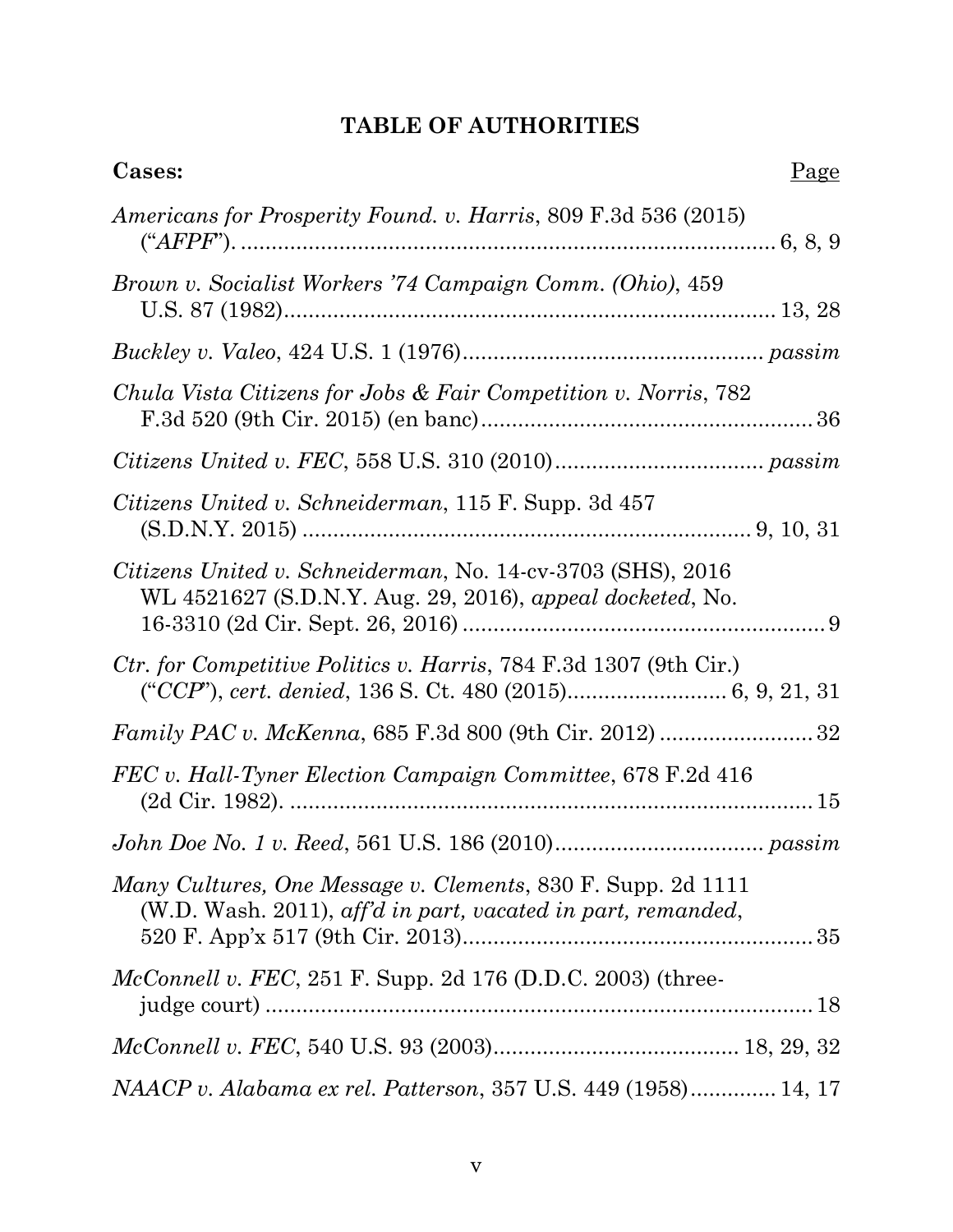# TABLE OF AUTHORITIES

**Cases:** Page

*Americans for Prosperity Found. v. Harris*, 809 F.3d 536 (2015) ("*AFPF*"). .......... 6, 8, 9

*Brown v. Socialist Workers '74 Campaign Comm. (Ohio)*, 459 U.S. 87 (1982).......... 13, 28

*Buckley v. Valeo*, 424 U.S. 1 (1976).......... *passim*

*Chula Vista Citizens for Jobs & Fair Competition v. Norris*, 782 F.3d 520 (9th Cir. 2015) (en banc).......... 36

*Citizens United v. FEC*, 558 U.S. 310 (2010).......... *passim*

*Citizens United v. Schneiderman*, 115 F. Supp. 3d 457 (S.D.N.Y. 2015) .......... 9, 10, 31

*Citizens United v. Schneiderman*, No. 14-cv-3703 (SHS), 2016 WL 4521627 (S.D.N.Y. Aug. 29, 2016), *appeal docketed*, No. 16-3310 (2d Cir. Sept. 26, 2016) .......... 9

*Ctr. for Competitive Politics v. Harris*, 784 F.3d 1307 (9th Cir.) ("*CCP*"), *cert. denied*, 136 S. Ct. 480 (2015).......... 6, 9, 21, 31

*Family PAC v. McKenna*, 685 F.3d 800 (9th Cir. 2012) .......... 32

*FEC v. Hall-Tyner Election Campaign Committee*, 678 F.2d 416 (2d Cir. 1982). .......... 15

*John Doe No. 1 v. Reed*, 561 U.S. 186 (2010).......... *passim*

*Many Cultures, One Message v. Clements*, 830 F. Supp. 2d 1111 (W.D. Wash. 2011), *aff'd in part, vacated in part, remanded*, 520 F. App'x 517 (9th Cir. 2013).......... 35

*McConnell v. FEC*, 251 F. Supp. 2d 176 (D.D.C. 2003) (three-judge court) .......... 18

*McConnell v. FEC*, 540 U.S. 93 (2003).......... 18, 29, 32

*NAACP v. Alabama ex rel. Patterson*, 357 U.S. 449 (1958).......... 14, 17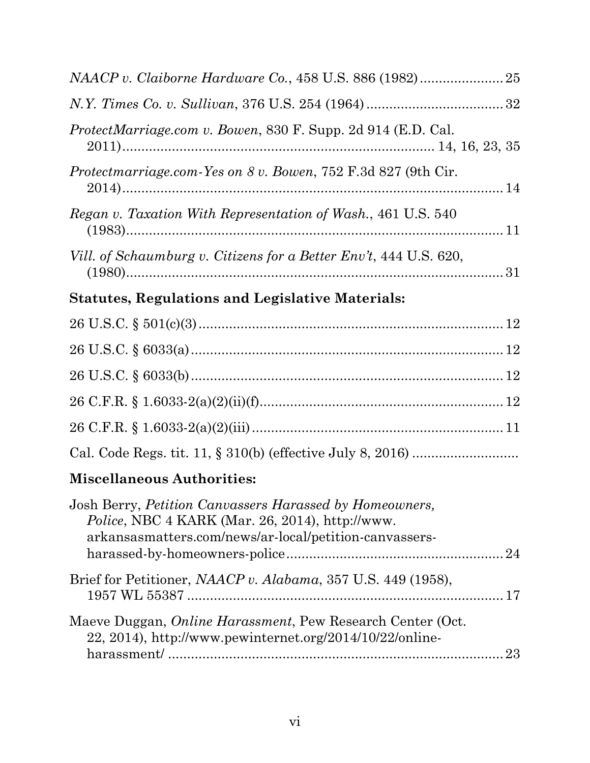*NAACP v. Claiborne Hardware Co.*, 458 U.S. 886 (1982) ...................... 25

*N.Y. Times Co. v. Sullivan*, 376 U.S. 254 (1964) .................................... 32

*ProtectMarriage.com v. Bowen*, 830 F. Supp. 2d 914 (E.D. Cal. 2011) ................................................................................. 14, 16, 23, 35

*Protectmarriage.com-Yes on 8 v. Bowen*, 752 F.3d 827 (9th Cir. 2014) ..................................................................................................... 14

*Regan v. Taxation With Representation of Wash.*, 461 U.S. 540 (1983) ..................................................................................................... 11

*Vill. of Schaumburg v. Citizens for a Better Env't*, 444 U.S. 620, (1980) ..................................................................................................... 31

**Statutes, Regulations and Legislative Materials:**

26 U.S.C. § 501(c)(3) ................................................................................ 12

26 U.S.C. § 6033(a) .................................................................................. 12

26 U.S.C. § 6033(b) .................................................................................. 12

26 C.F.R. § 1.6033-2(a)(2)(ii)(f) ................................................................ 12

26 C.F.R. § 1.6033-2(a)(2)(iii) .................................................................. 11

Cal. Code Regs. tit. 11, § 310(b) (effective July 8, 2016) ...........................

**Miscellaneous Authorities:**

Josh Berry, *Petition Canvassers Harassed by Homeowners, Police*, NBC 4 KARK (Mar. 26, 2014), http://www.arkansasmatters.com/news/ar-local/petition-canvassers-harassed-by-homeowners-police ........................................................ 24

Brief for Petitioner, *NAACP v. Alabama*, 357 U.S. 449 (1958), 1957 WL 55387 ..................................................................................... 17

Maeve Duggan, *Online Harassment*, Pew Research Center (Oct. 22, 2014), http://www.pewinternet.org/2014/10/22/online-harassment/ ........................................................................................ 23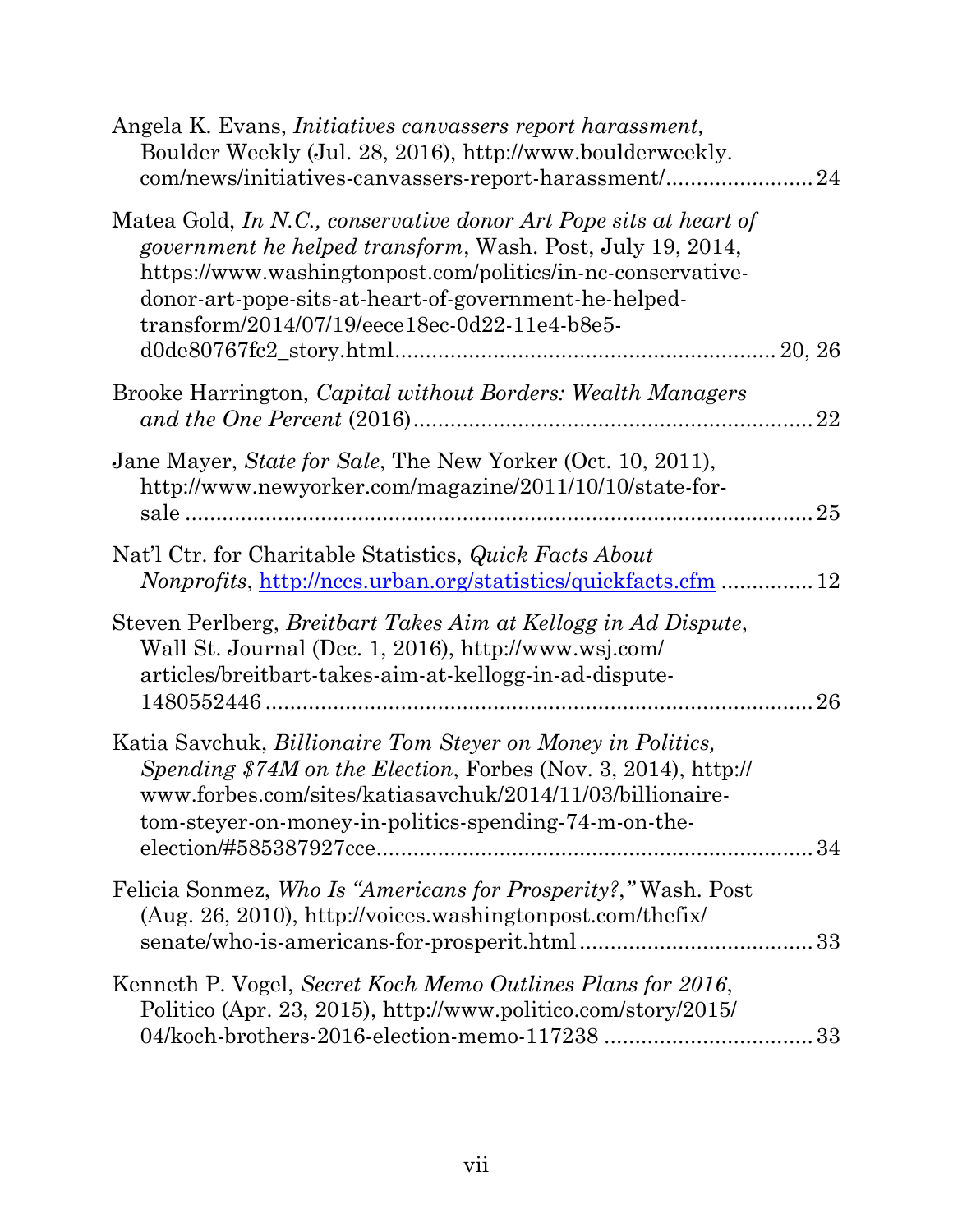Angela K. Evans, *Initiatives canvassers report harassment,* Boulder Weekly (Jul. 28, 2016), http://www.boulderweekly.com/news/initiatives-canvassers-report-harassment/........................ 24

Matea Gold, *In N.C., conservative donor Art Pope sits at heart of government he helped transform*, Wash. Post, July 19, 2014, https://www.washingtonpost.com/politics/in-nc-conservative-donor-art-pope-sits-at-heart-of-government-he-helped-transform/2014/07/19/eece18ec-0d22-11e4-b8e5-d0de80767fc2_story.html............................................................ 20, 26

Brooke Harrington, *Capital without Borders: Wealth Managers and the One Percent* (2016)................................................................ 22

Jane Mayer, *State for Sale*, The New Yorker (Oct. 10, 2011), http://www.newyorker.com/magazine/2011/10/10/state-for-sale ........................................................................................ 25

Nat'l Ctr. for Charitable Statistics, *Quick Facts About Nonprofits*, http://nccs.urban.org/statistics/quickfacts.cfm ............... 12

Steven Perlberg, *Breitbart Takes Aim at Kellogg in Ad Dispute*, Wall St. Journal (Dec. 1, 2016), http://www.wsj.com/articles/breitbart-takes-aim-at-kellogg-in-ad-dispute-1480552446 ....................................................................... 26

Katia Savchuk, *Billionaire Tom Steyer on Money in Politics, Spending $74M on the Election*, Forbes (Nov. 3, 2014), http://www.forbes.com/sites/katiasavchuk/2014/11/03/billionaire-tom-steyer-on-money-in-politics-spending-74-m-on-the-election/#585387927cce...................................................................... 34

Felicia Sonmez, *Who Is "Americans for Prosperity?,"* Wash. Post (Aug. 26, 2010), http://voices.washingtonpost.com/thefix/senate/who-is-americans-for-prosperit.html..................................... 33

Kenneth P. Vogel, *Secret Koch Memo Outlines Plans for 2016*, Politico (Apr. 23, 2015), http://www.politico.com/story/2015/04/koch-brothers-2016-election-memo-117238 ................................. 33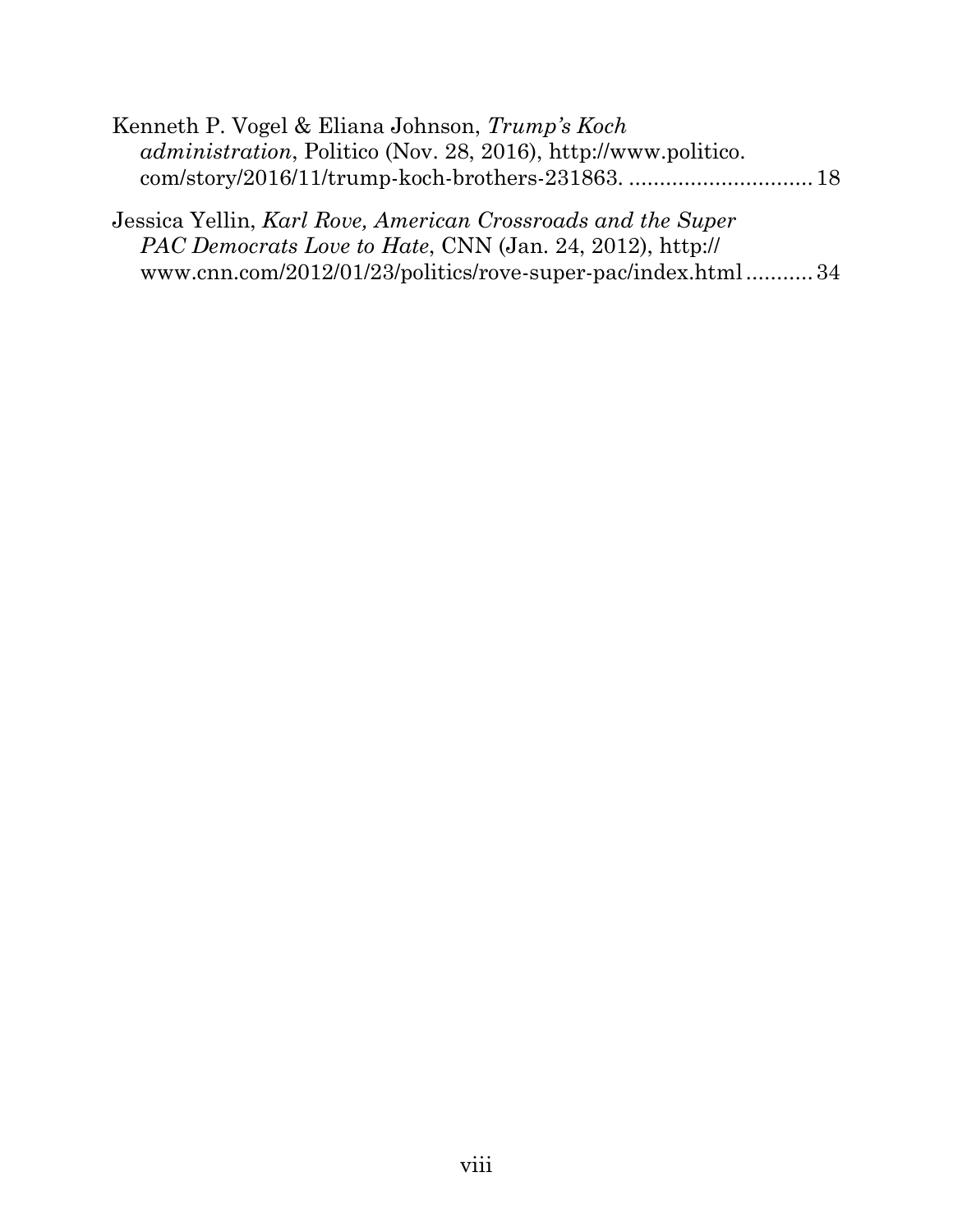Kenneth P. Vogel & Eliana Johnson, *Trump's Koch administration*, Politico (Nov. 28, 2016), http://www.politico.com/story/2016/11/trump-koch-brothers-231863. .............................. 18

Jessica Yellin, *Karl Rove, American Crossroads and the Super PAC Democrats Love to Hate*, CNN (Jan. 24, 2012), http://www.cnn.com/2012/01/23/politics/rove-super-pac/index.html ........... 34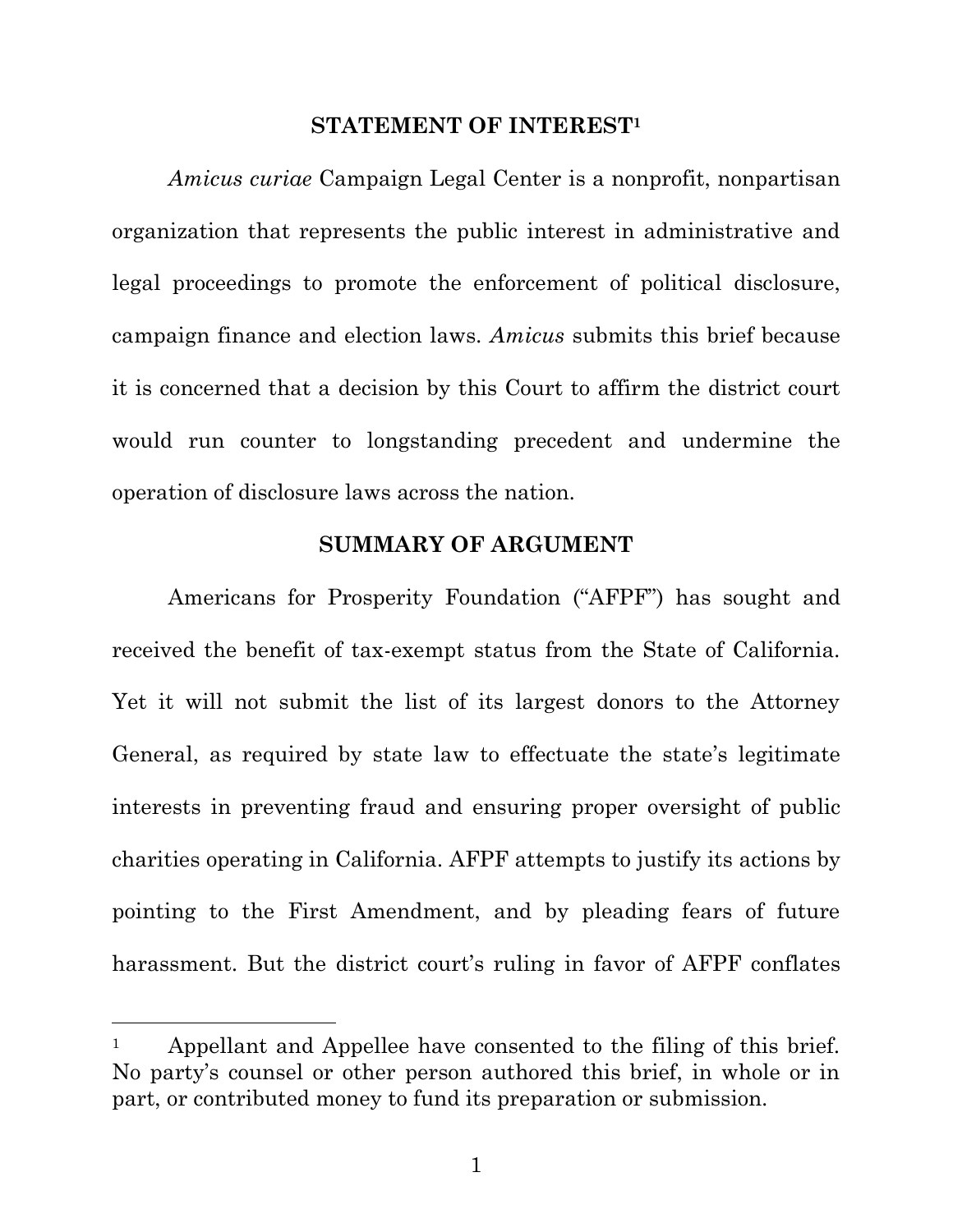## STATEMENT OF INTEREST[1]

*Amicus curiae* Campaign Legal Center is a nonprofit, nonpartisan organization that represents the public interest in administrative and legal proceedings to promote the enforcement of political disclosure, campaign finance and election laws. *Amicus* submits this brief because it is concerned that a decision by this Court to affirm the district court would run counter to longstanding precedent and undermine the operation of disclosure laws across the nation.

## SUMMARY OF ARGUMENT

Americans for Prosperity Foundation ("AFPF") has sought and received the benefit of tax-exempt status from the State of California. Yet it will not submit the list of its largest donors to the Attorney General, as required by state law to effectuate the state's legitimate interests in preventing fraud and ensuring proper oversight of public charities operating in California. AFPF attempts to justify its actions by pointing to the First Amendment, and by pleading fears of future harassment. But the district court's ruling in favor of AFPF conflates

---

[1] Appellant and Appellee have consented to the filing of this brief. No party's counsel or other person authored this brief, in whole or in part, or contributed money to fund its preparation or submission.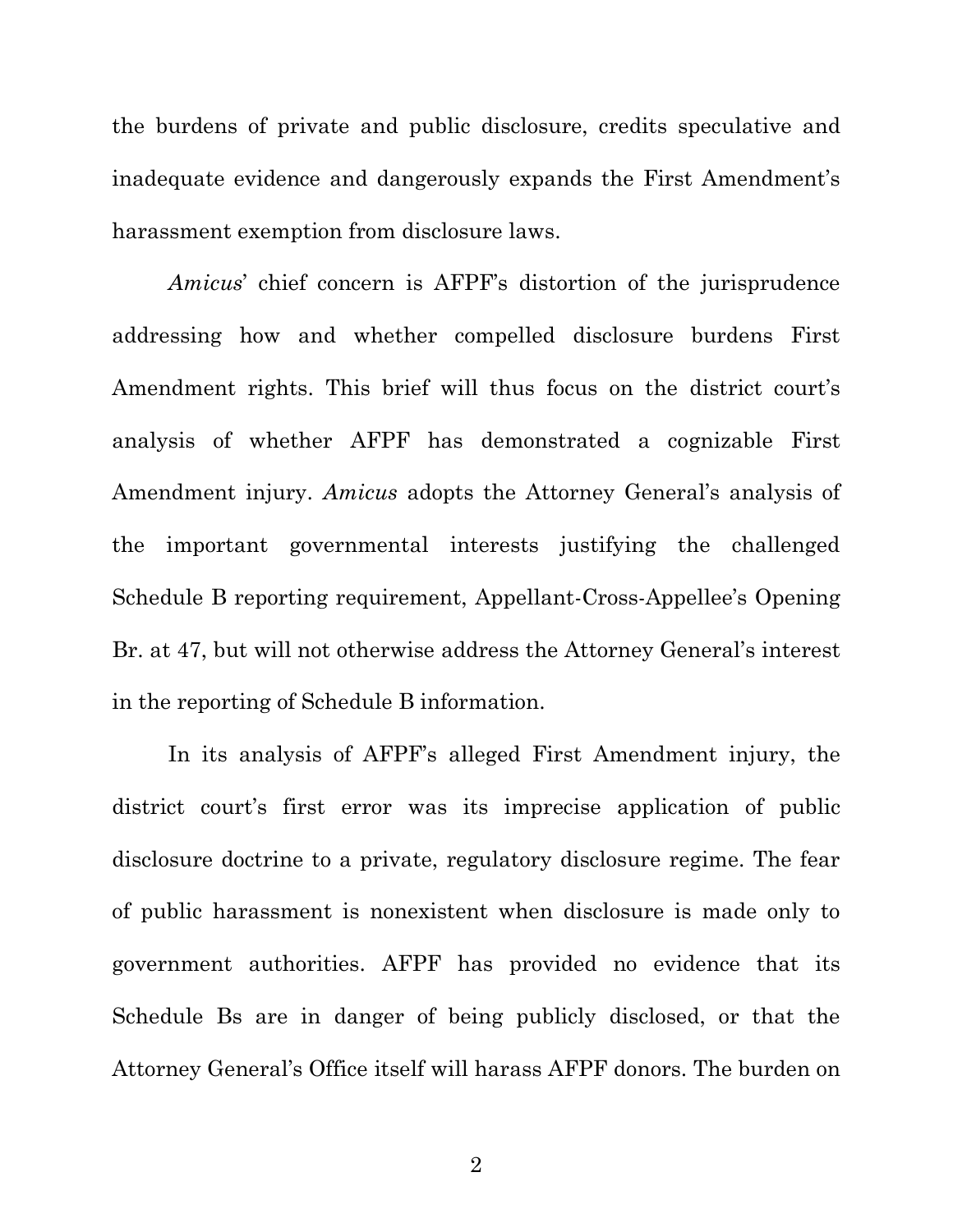the burdens of private and public disclosure, credits speculative and inadequate evidence and dangerously expands the First Amendment's harassment exemption from disclosure laws.

*Amicus*' chief concern is AFPF's distortion of the jurisprudence addressing how and whether compelled disclosure burdens First Amendment rights. This brief will thus focus on the district court's analysis of whether AFPF has demonstrated a cognizable First Amendment injury. *Amicus* adopts the Attorney General's analysis of the important governmental interests justifying the challenged Schedule B reporting requirement, Appellant-Cross-Appellee's Opening Br. at 47, but will not otherwise address the Attorney General's interest in the reporting of Schedule B information.

In its analysis of AFPF's alleged First Amendment injury, the district court's first error was its imprecise application of public disclosure doctrine to a private, regulatory disclosure regime. The fear of public harassment is nonexistent when disclosure is made only to government authorities. AFPF has provided no evidence that its Schedule Bs are in danger of being publicly disclosed, or that the Attorney General's Office itself will harass AFPF donors. The burden on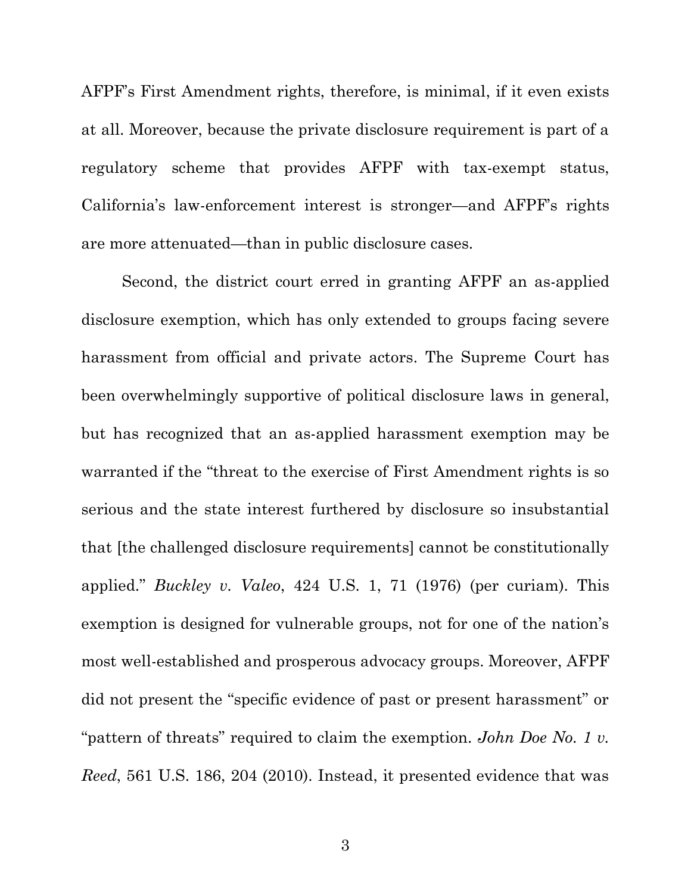AFPF's First Amendment rights, therefore, is minimal, if it even exists at all. Moreover, because the private disclosure requirement is part of a regulatory scheme that provides AFPF with tax-exempt status, California's law-enforcement interest is stronger—and AFPF's rights are more attenuated—than in public disclosure cases.

Second, the district court erred in granting AFPF an as-applied disclosure exemption, which has only extended to groups facing severe harassment from official and private actors. The Supreme Court has been overwhelmingly supportive of political disclosure laws in general, but has recognized that an as-applied harassment exemption may be warranted if the "threat to the exercise of First Amendment rights is so serious and the state interest furthered by disclosure so insubstantial that [the challenged disclosure requirements] cannot be constitutionally applied." *Buckley v. Valeo*, 424 U.S. 1, 71 (1976) (per curiam). This exemption is designed for vulnerable groups, not for one of the nation's most well-established and prosperous advocacy groups. Moreover, AFPF did not present the "specific evidence of past or present harassment" or "pattern of threats" required to claim the exemption. *John Doe No. 1 v. Reed*, 561 U.S. 186, 204 (2010). Instead, it presented evidence that was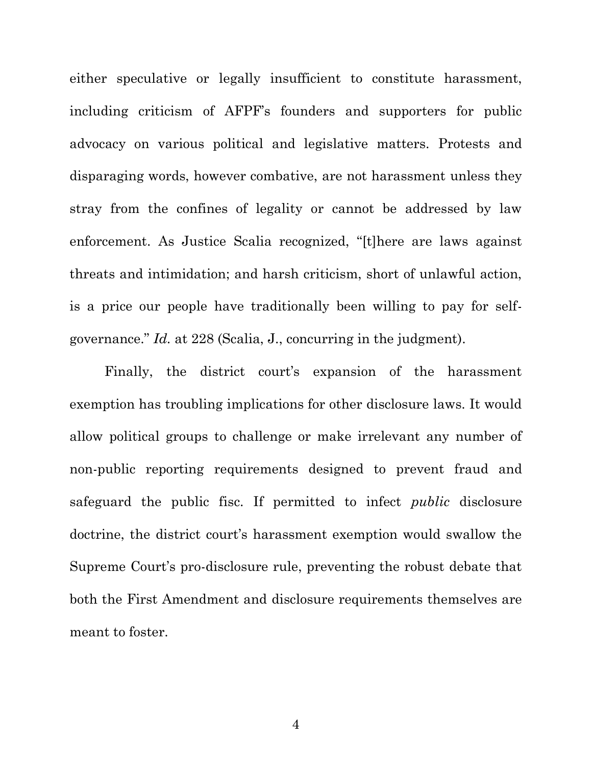either speculative or legally insufficient to constitute harassment, including criticism of AFPF's founders and supporters for public advocacy on various political and legislative matters. Protests and disparaging words, however combative, are not harassment unless they stray from the confines of legality or cannot be addressed by law enforcement. As Justice Scalia recognized, "[t]here are laws against threats and intimidation; and harsh criticism, short of unlawful action, is a price our people have traditionally been willing to pay for self-governance." *Id.* at 228 (Scalia, J., concurring in the judgment).

Finally, the district court's expansion of the harassment exemption has troubling implications for other disclosure laws. It would allow political groups to challenge or make irrelevant any number of non-public reporting requirements designed to prevent fraud and safeguard the public fisc. If permitted to infect *public* disclosure doctrine, the district court's harassment exemption would swallow the Supreme Court's pro-disclosure rule, preventing the robust debate that both the First Amendment and disclosure requirements themselves are meant to foster.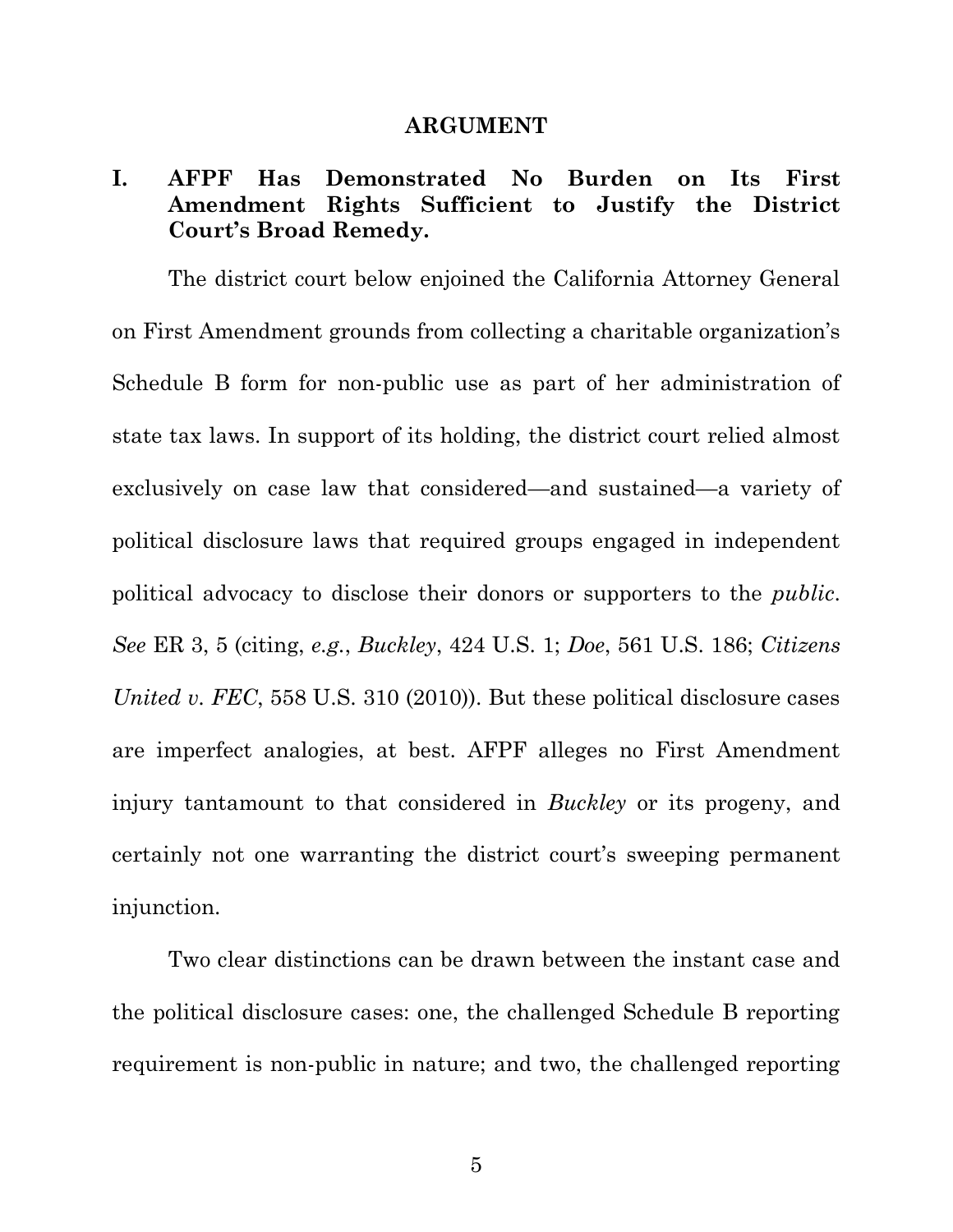## ARGUMENT

### I. AFPF Has Demonstrated No Burden on Its First Amendment Rights Sufficient to Justify the District Court's Broad Remedy.

The district court below enjoined the California Attorney General on First Amendment grounds from collecting a charitable organization's Schedule B form for non-public use as part of her administration of state tax laws. In support of its holding, the district court relied almost exclusively on case law that considered—and sustained—a variety of political disclosure laws that required groups engaged in independent political advocacy to disclose their donors or supporters to the *public*. *See* ER 3, 5 (citing, *e.g.*, *Buckley*, 424 U.S. 1; *Doe*, 561 U.S. 186; *Citizens United v. FEC*, 558 U.S. 310 (2010)). But these political disclosure cases are imperfect analogies, at best. AFPF alleges no First Amendment injury tantamount to that considered in *Buckley* or its progeny, and certainly not one warranting the district court's sweeping permanent injunction.

Two clear distinctions can be drawn between the instant case and the political disclosure cases: one, the challenged Schedule B reporting requirement is non-public in nature; and two, the challenged reporting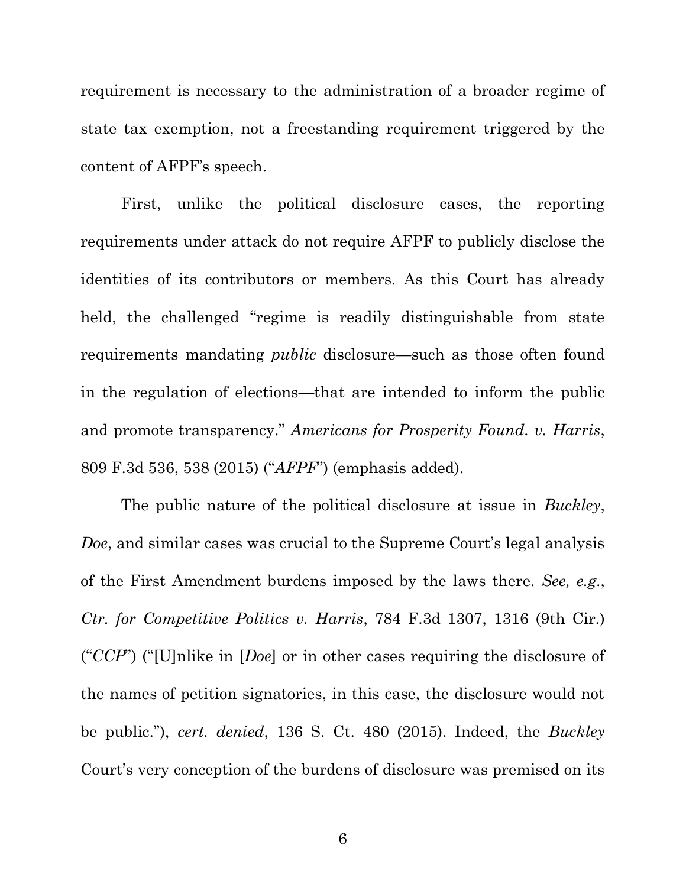requirement is necessary to the administration of a broader regime of state tax exemption, not a freestanding requirement triggered by the content of AFPF's speech.

First, unlike the political disclosure cases, the reporting requirements under attack do not require AFPF to publicly disclose the identities of its contributors or members. As this Court has already held, the challenged "regime is readily distinguishable from state requirements mandating *public* disclosure—such as those often found in the regulation of elections—that are intended to inform the public and promote transparency." *Americans for Prosperity Found. v. Harris*, 809 F.3d 536, 538 (2015) ("*AFPF*") (emphasis added).

The public nature of the political disclosure at issue in *Buckley*, *Doe*, and similar cases was crucial to the Supreme Court's legal analysis of the First Amendment burdens imposed by the laws there. *See, e.g.*, *Ctr. for Competitive Politics v. Harris*, 784 F.3d 1307, 1316 (9th Cir.) ("*CCP*") ("[U]nlike in [*Doe*] or in other cases requiring the disclosure of the names of petition signatories, in this case, the disclosure would not be public."), *cert. denied*, 136 S. Ct. 480 (2015). Indeed, the *Buckley* Court's very conception of the burdens of disclosure was premised on its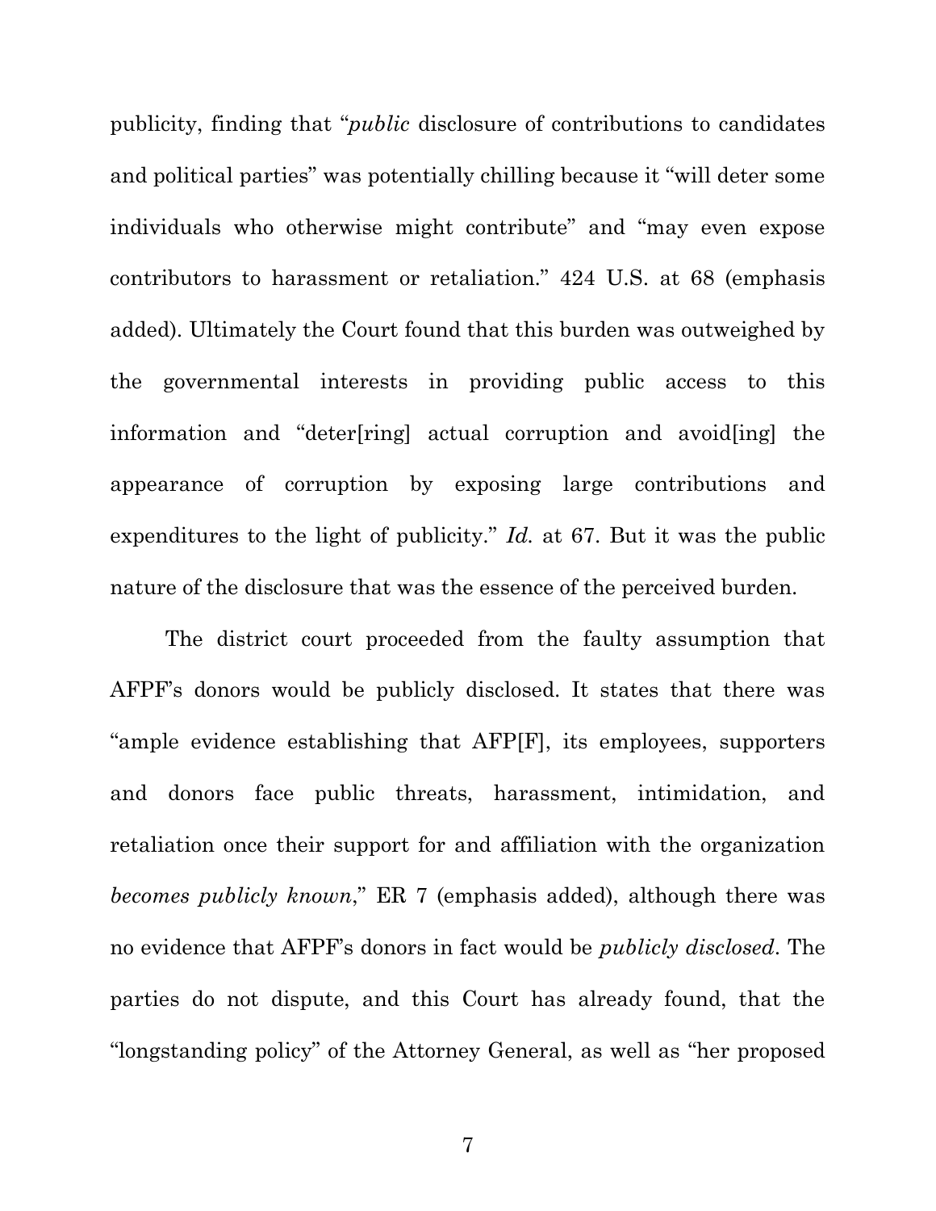publicity, finding that "*public* disclosure of contributions to candidates and political parties" was potentially chilling because it "will deter some individuals who otherwise might contribute" and "may even expose contributors to harassment or retaliation." 424 U.S. at 68 (emphasis added). Ultimately the Court found that this burden was outweighed by the governmental interests in providing public access to this information and "deter[ring] actual corruption and avoid[ing] the appearance of corruption by exposing large contributions and expenditures to the light of publicity." *Id.* at 67. But it was the public nature of the disclosure that was the essence of the perceived burden.

The district court proceeded from the faulty assumption that AFPF's donors would be publicly disclosed. It states that there was "ample evidence establishing that AFP[F], its employees, supporters and donors face public threats, harassment, intimidation, and retaliation once their support for and affiliation with the organization *becomes publicly known*," ER 7 (emphasis added), although there was no evidence that AFPF's donors in fact would be *publicly disclosed*. The parties do not dispute, and this Court has already found, that the "longstanding policy" of the Attorney General, as well as "her proposed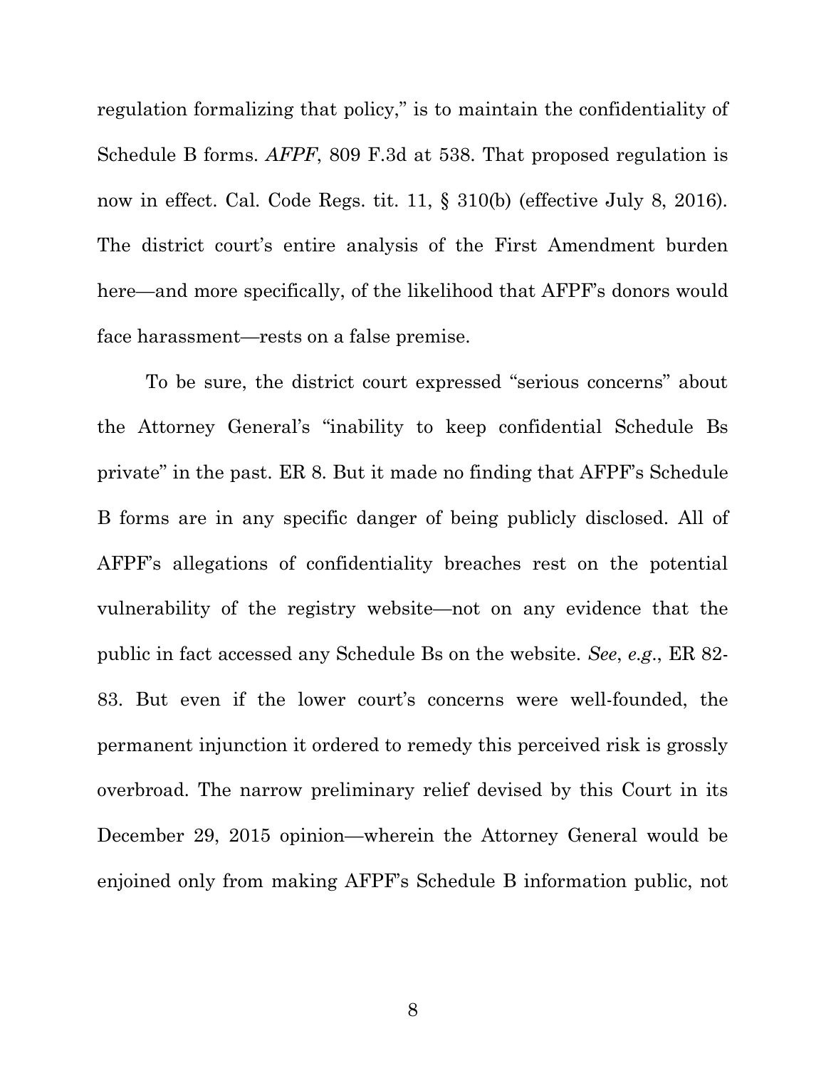regulation formalizing that policy," is to maintain the confidentiality of Schedule B forms. *AFPF*, 809 F.3d at 538. That proposed regulation is now in effect. Cal. Code Regs. tit. 11, § 310(b) (effective July 8, 2016). The district court's entire analysis of the First Amendment burden here—and more specifically, of the likelihood that AFPF's donors would face harassment—rests on a false premise.

To be sure, the district court expressed "serious concerns" about the Attorney General's "inability to keep confidential Schedule Bs private" in the past. ER 8. But it made no finding that AFPF's Schedule B forms are in any specific danger of being publicly disclosed. All of AFPF's allegations of confidentiality breaches rest on the potential vulnerability of the registry website—not on any evidence that the public in fact accessed any Schedule Bs on the website. *See*, *e.g*., ER 82-83. But even if the lower court's concerns were well-founded, the permanent injunction it ordered to remedy this perceived risk is grossly overbroad. The narrow preliminary relief devised by this Court in its December 29, 2015 opinion—wherein the Attorney General would be enjoined only from making AFPF's Schedule B information public, not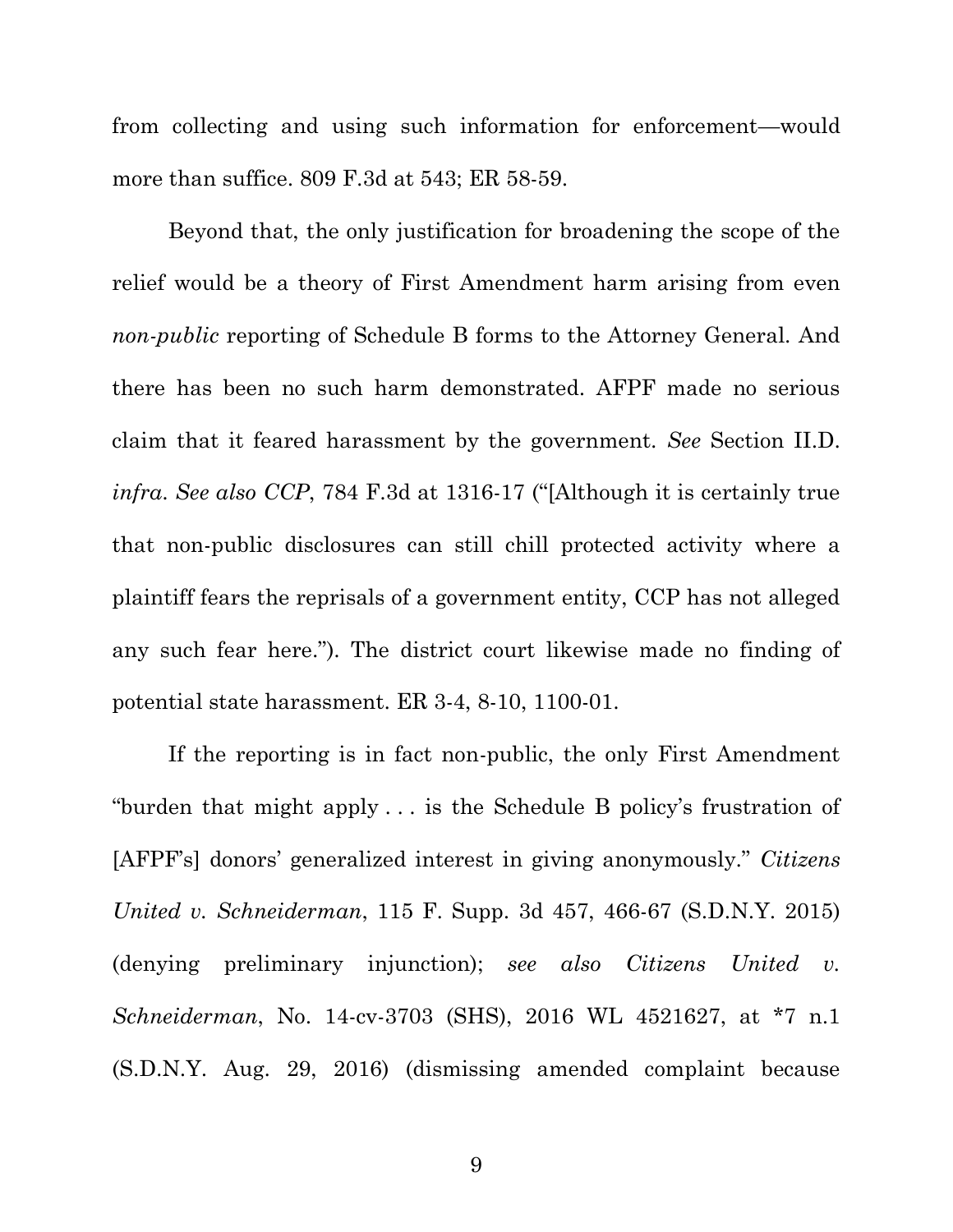from collecting and using such information for enforcement—would more than suffice. 809 F.3d at 543; ER 58-59.

Beyond that, the only justification for broadening the scope of the relief would be a theory of First Amendment harm arising from even *non-public* reporting of Schedule B forms to the Attorney General. And there has been no such harm demonstrated. AFPF made no serious claim that it feared harassment by the government. *See* Section II.D. *infra*. *See also CCP*, 784 F.3d at 1316-17 ("[Although it is certainly true that non-public disclosures can still chill protected activity where a plaintiff fears the reprisals of a government entity, CCP has not alleged any such fear here."). The district court likewise made no finding of potential state harassment. ER 3-4, 8-10, 1100-01.

If the reporting is in fact non-public, the only First Amendment "burden that might apply . . . is the Schedule B policy's frustration of [AFPF's] donors' generalized interest in giving anonymously." *Citizens United v. Schneiderman*, 115 F. Supp. 3d 457, 466-67 (S.D.N.Y. 2015) (denying preliminary injunction); *see also Citizens United v. Schneiderman*, No. 14-cv-3703 (SHS), 2016 WL 4521627, at *7 n.1 (S.D.N.Y. Aug. 29, 2016) (dismissing amended complaint because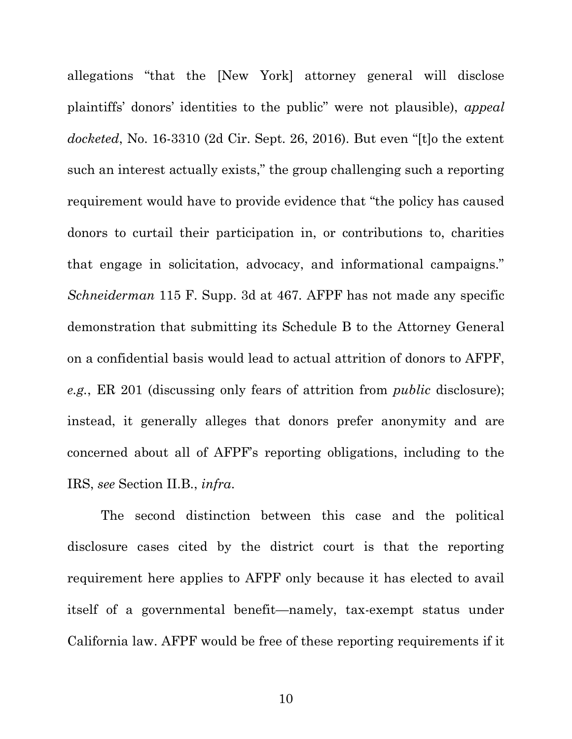allegations "that the [New York] attorney general will disclose plaintiffs' donors' identities to the public" were not plausible), *appeal docketed*, No. 16-3310 (2d Cir. Sept. 26, 2016). But even "[t]o the extent such an interest actually exists," the group challenging such a reporting requirement would have to provide evidence that "the policy has caused donors to curtail their participation in, or contributions to, charities that engage in solicitation, advocacy, and informational campaigns." *Schneiderman* 115 F. Supp. 3d at 467. AFPF has not made any specific demonstration that submitting its Schedule B to the Attorney General on a confidential basis would lead to actual attrition of donors to AFPF, *e.g.*, ER 201 (discussing only fears of attrition from *public* disclosure); instead, it generally alleges that donors prefer anonymity and are concerned about all of AFPF's reporting obligations, including to the IRS, *see* Section II.B., *infra*.

The second distinction between this case and the political disclosure cases cited by the district court is that the reporting requirement here applies to AFPF only because it has elected to avail itself of a governmental benefit—namely, tax-exempt status under California law. AFPF would be free of these reporting requirements if it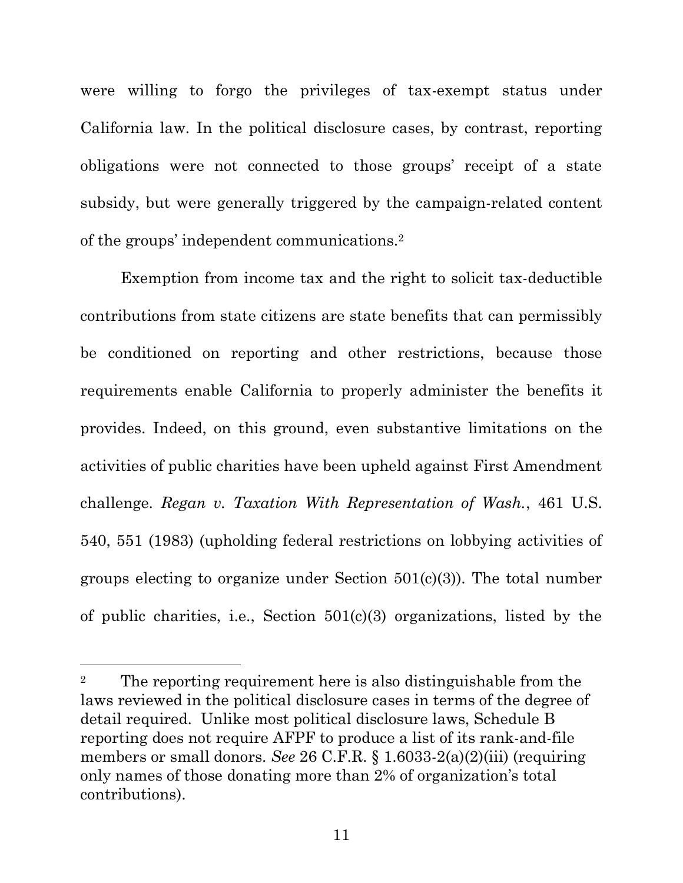were willing to forgo the privileges of tax-exempt status under California law. In the political disclosure cases, by contrast, reporting obligations were not connected to those groups' receipt of a state subsidy, but were generally triggered by the campaign-related content of the groups' independent communications.[2]

Exemption from income tax and the right to solicit tax-deductible contributions from state citizens are state benefits that can permissibly be conditioned on reporting and other restrictions, because those requirements enable California to properly administer the benefits it provides. Indeed, on this ground, even substantive limitations on the activities of public charities have been upheld against First Amendment challenge. *Regan v. Taxation With Representation of Wash.*, 461 U.S. 540, 551 (1983) (upholding federal restrictions on lobbying activities of groups electing to organize under Section 501(c)(3)). The total number of public charities, i.e., Section 501(c)(3) organizations, listed by the

---

[2] The reporting requirement here is also distinguishable from the laws reviewed in the political disclosure cases in terms of the degree of detail required. Unlike most political disclosure laws, Schedule B reporting does not require AFPF to produce a list of its rank-and-file members or small donors. *See* 26 C.F.R. § 1.6033-2(a)(2)(iii) (requiring only names of those donating more than 2% of organization's total contributions).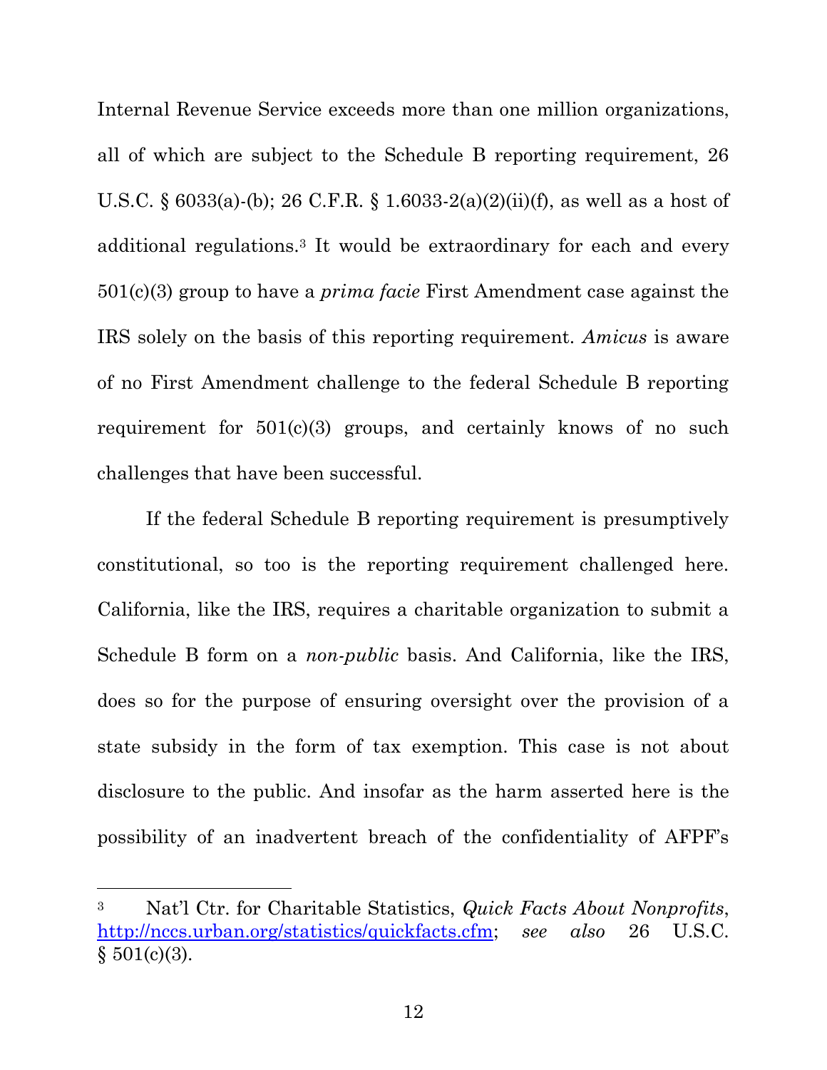Internal Revenue Service exceeds more than one million organizations, all of which are subject to the Schedule B reporting requirement, 26 U.S.C. § 6033(a)-(b); 26 C.F.R. § 1.6033-2(a)(2)(ii)(f), as well as a host of additional regulations.[3] It would be extraordinary for each and every 501(c)(3) group to have a *prima facie* First Amendment case against the IRS solely on the basis of this reporting requirement. *Amicus* is aware of no First Amendment challenge to the federal Schedule B reporting requirement for 501(c)(3) groups, and certainly knows of no such challenges that have been successful.

If the federal Schedule B reporting requirement is presumptively constitutional, so too is the reporting requirement challenged here. California, like the IRS, requires a charitable organization to submit a Schedule B form on a *non-public* basis. And California, like the IRS, does so for the purpose of ensuring oversight over the provision of a state subsidy in the form of tax exemption. This case is not about disclosure to the public. And insofar as the harm asserted here is the possibility of an inadvertent breach of the confidentiality of AFPF's

---

[3] Nat'l Ctr. for Charitable Statistics, *Quick Facts About Nonprofits*, http://nccs.urban.org/statistics/quickfacts.cfm; *see also* 26 U.S.C. § 501(c)(3).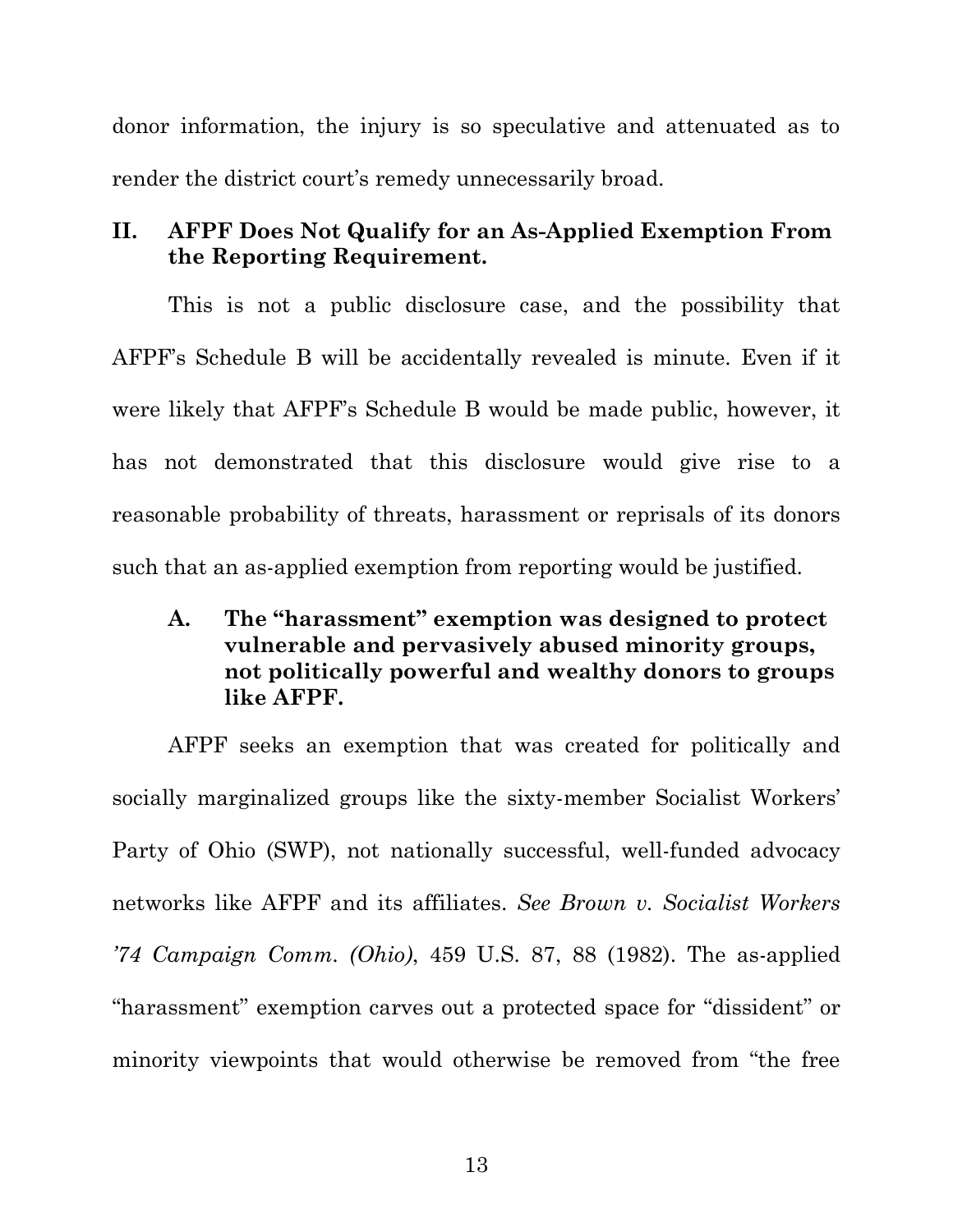donor information, the injury is so speculative and attenuated as to render the district court's remedy unnecessarily broad.

## II. AFPF Does Not Qualify for an As-Applied Exemption From the Reporting Requirement.

This is not a public disclosure case, and the possibility that AFPF's Schedule B will be accidentally revealed is minute. Even if it were likely that AFPF's Schedule B would be made public, however, it has not demonstrated that this disclosure would give rise to a reasonable probability of threats, harassment or reprisals of its donors such that an as-applied exemption from reporting would be justified.

### A. The "harassment" exemption was designed to protect vulnerable and pervasively abused minority groups, not politically powerful and wealthy donors to groups like AFPF.

AFPF seeks an exemption that was created for politically and socially marginalized groups like the sixty-member Socialist Workers' Party of Ohio (SWP), not nationally successful, well-funded advocacy networks like AFPF and its affiliates. *See Brown v. Socialist Workers '74 Campaign Comm. (Ohio)*, 459 U.S. 87, 88 (1982). The as-applied "harassment" exemption carves out a protected space for "dissident" or minority viewpoints that would otherwise be removed from "the free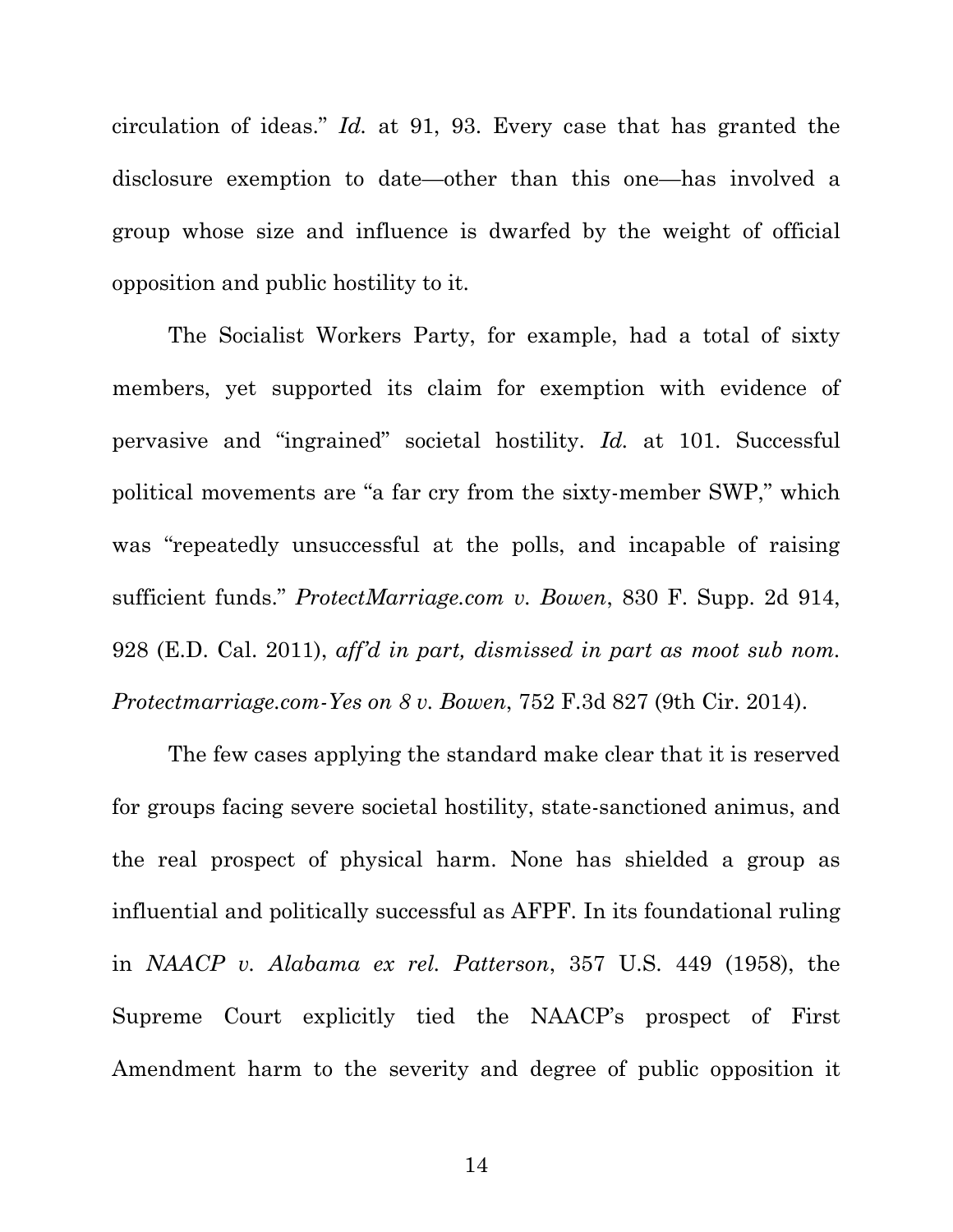circulation of ideas." *Id.* at 91, 93. Every case that has granted the disclosure exemption to date—other than this one—has involved a group whose size and influence is dwarfed by the weight of official opposition and public hostility to it.

The Socialist Workers Party, for example, had a total of sixty members, yet supported its claim for exemption with evidence of pervasive and "ingrained" societal hostility. *Id.* at 101. Successful political movements are "a far cry from the sixty-member SWP," which was "repeatedly unsuccessful at the polls, and incapable of raising sufficient funds." *ProtectMarriage.com v. Bowen*, 830 F. Supp. 2d 914, 928 (E.D. Cal. 2011), *aff'd in part, dismissed in part as moot sub nom. Protectmarriage.com-Yes on 8 v. Bowen*, 752 F.3d 827 (9th Cir. 2014).

The few cases applying the standard make clear that it is reserved for groups facing severe societal hostility, state-sanctioned animus, and the real prospect of physical harm. None has shielded a group as influential and politically successful as AFPF. In its foundational ruling in *NAACP v. Alabama ex rel. Patterson*, 357 U.S. 449 (1958), the Supreme Court explicitly tied the NAACP's prospect of First Amendment harm to the severity and degree of public opposition it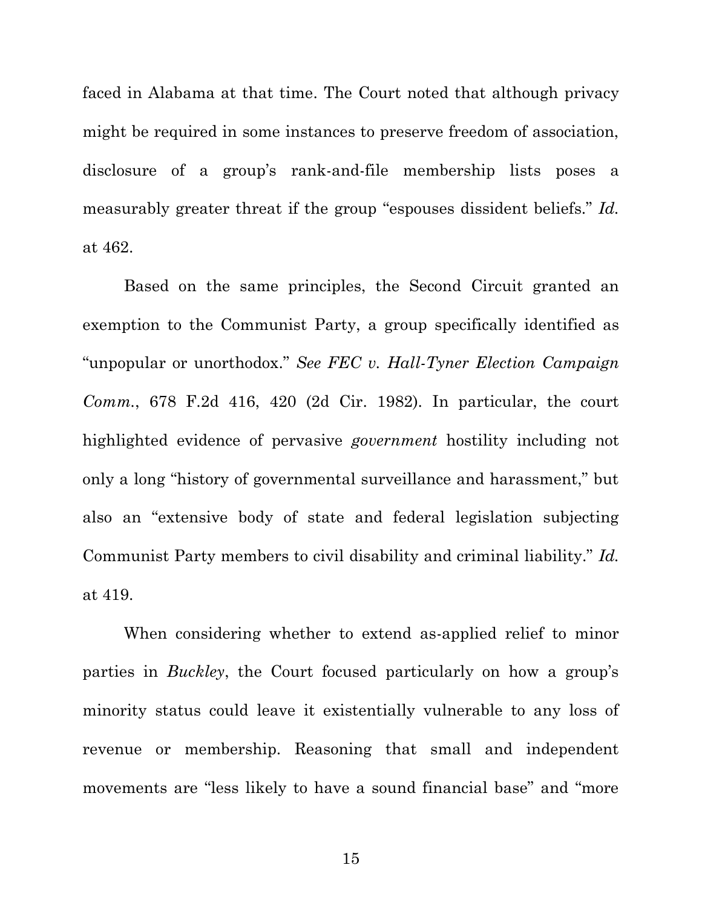faced in Alabama at that time. The Court noted that although privacy might be required in some instances to preserve freedom of association, disclosure of a group's rank-and-file membership lists poses a measurably greater threat if the group "espouses dissident beliefs." *Id.* at 462.

Based on the same principles, the Second Circuit granted an exemption to the Communist Party, a group specifically identified as "unpopular or unorthodox." *See FEC v. Hall-Tyner Election Campaign Comm.*, 678 F.2d 416, 420 (2d Cir. 1982). In particular, the court highlighted evidence of pervasive *government* hostility including not only a long "history of governmental surveillance and harassment," but also an "extensive body of state and federal legislation subjecting Communist Party members to civil disability and criminal liability." *Id.* at 419.

When considering whether to extend as-applied relief to minor parties in *Buckley*, the Court focused particularly on how a group's minority status could leave it existentially vulnerable to any loss of revenue or membership. Reasoning that small and independent movements are "less likely to have a sound financial base" and "more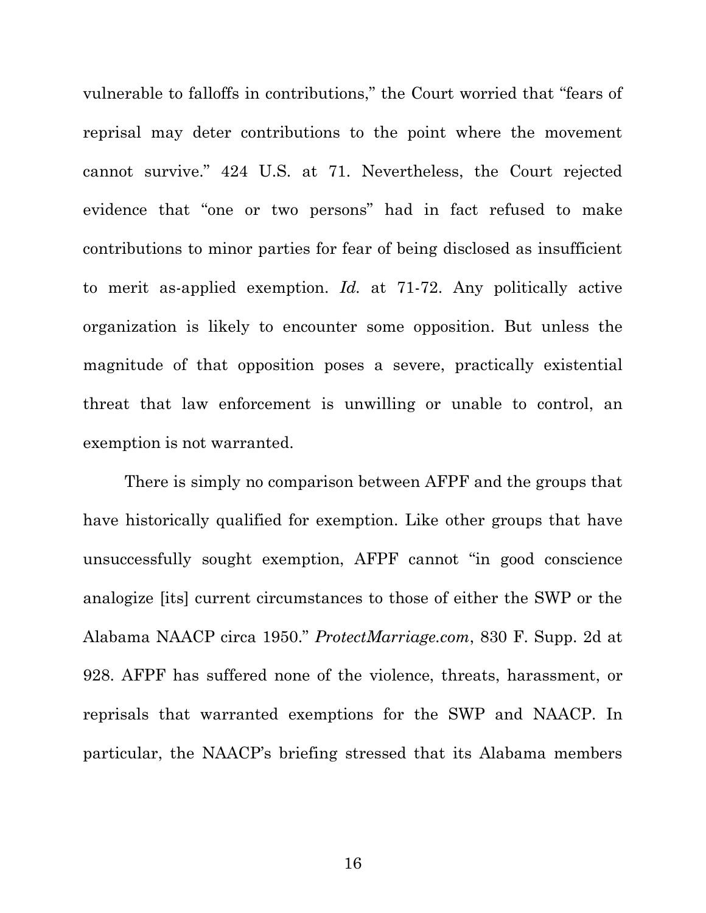vulnerable to falloffs in contributions," the Court worried that "fears of reprisal may deter contributions to the point where the movement cannot survive." 424 U.S. at 71. Nevertheless, the Court rejected evidence that "one or two persons" had in fact refused to make contributions to minor parties for fear of being disclosed as insufficient to merit as-applied exemption. *Id.* at 71-72. Any politically active organization is likely to encounter some opposition. But unless the magnitude of that opposition poses a severe, practically existential threat that law enforcement is unwilling or unable to control, an exemption is not warranted.

There is simply no comparison between AFPF and the groups that have historically qualified for exemption. Like other groups that have unsuccessfully sought exemption, AFPF cannot "in good conscience analogize [its] current circumstances to those of either the SWP or the Alabama NAACP circa 1950." *ProtectMarriage.com*, 830 F. Supp. 2d at 928. AFPF has suffered none of the violence, threats, harassment, or reprisals that warranted exemptions for the SWP and NAACP. In particular, the NAACP's briefing stressed that its Alabama members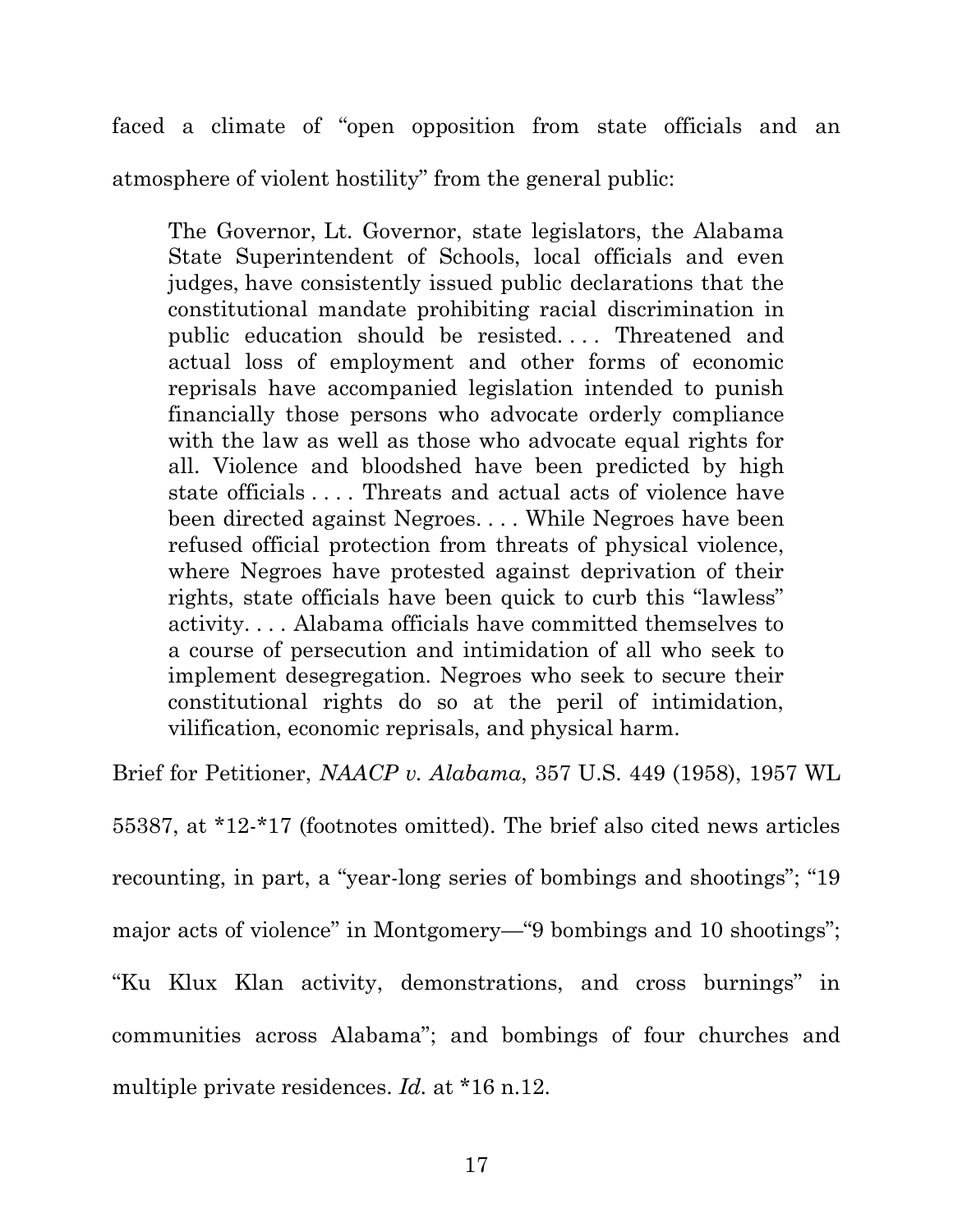faced a climate of "open opposition from state officials and an atmosphere of violent hostility" from the general public:

> The Governor, Lt. Governor, state legislators, the Alabama State Superintendent of Schools, local officials and even judges, have consistently issued public declarations that the constitutional mandate prohibiting racial discrimination in public education should be resisted. . . . Threatened and actual loss of employment and other forms of economic reprisals have accompanied legislation intended to punish financially those persons who advocate orderly compliance with the law as well as those who advocate equal rights for all. Violence and bloodshed have been predicted by high state officials . . . . Threats and actual acts of violence have been directed against Negroes. . . . While Negroes have been refused official protection from threats of physical violence, where Negroes have protested against deprivation of their rights, state officials have been quick to curb this "lawless" activity. . . . Alabama officials have committed themselves to a course of persecution and intimidation of all who seek to implement desegregation. Negroes who seek to secure their constitutional rights do so at the peril of intimidation, vilification, economic reprisals, and physical harm.

Brief for Petitioner, *NAACP v. Alabama*, 357 U.S. 449 (1958), 1957 WL 55387, at *12-*17 (footnotes omitted). The brief also cited news articles recounting, in part, a "year-long series of bombings and shootings"; "19 major acts of violence" in Montgomery—"9 bombings and 10 shootings"; "Ku Klux Klan activity, demonstrations, and cross burnings" in communities across Alabama"; and bombings of four churches and multiple private residences. *Id.* at *16 n.12.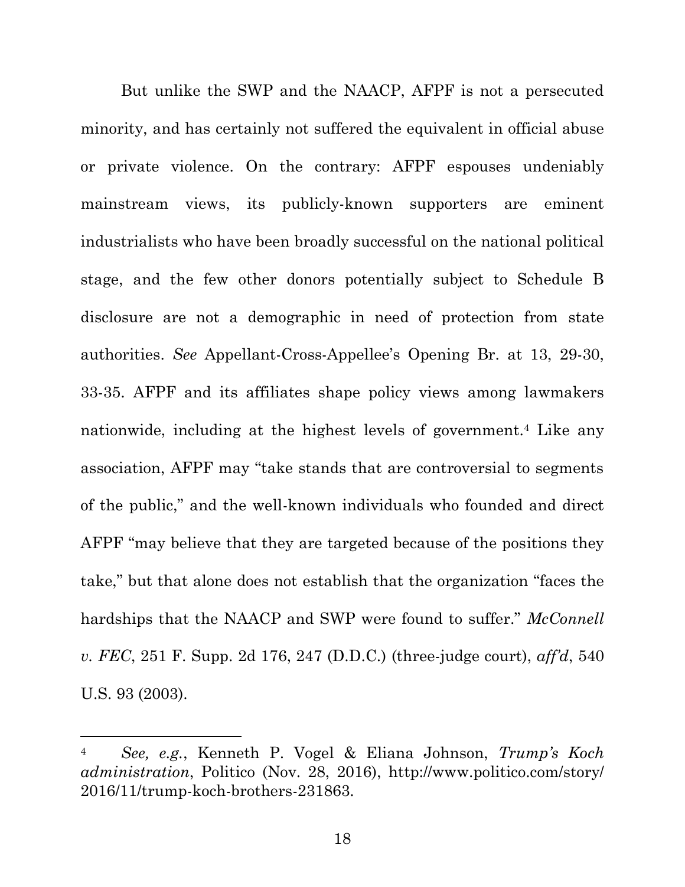But unlike the SWP and the NAACP, AFPF is not a persecuted minority, and has certainly not suffered the equivalent in official abuse or private violence. On the contrary: AFPF espouses undeniably mainstream views, its publicly-known supporters are eminent industrialists who have been broadly successful on the national political stage, and the few other donors potentially subject to Schedule B disclosure are not a demographic in need of protection from state authorities. *See* Appellant-Cross-Appellee's Opening Br. at 13, 29-30, 33-35. AFPF and its affiliates shape policy views among lawmakers nationwide, including at the highest levels of government.[4] Like any association, AFPF may "take stands that are controversial to segments of the public," and the well-known individuals who founded and direct AFPF "may believe that they are targeted because of the positions they take," but that alone does not establish that the organization "faces the hardships that the NAACP and SWP were found to suffer." *McConnell v. FEC*, 251 F. Supp. 2d 176, 247 (D.D.C.) (three-judge court), *aff'd*, 540 U.S. 93 (2003).

---

[4] *See, e.g.*, Kenneth P. Vogel & Eliana Johnson, *Trump's Koch administration*, Politico (Nov. 28, 2016), http://www.politico.com/story/2016/11/trump-koch-brothers-231863.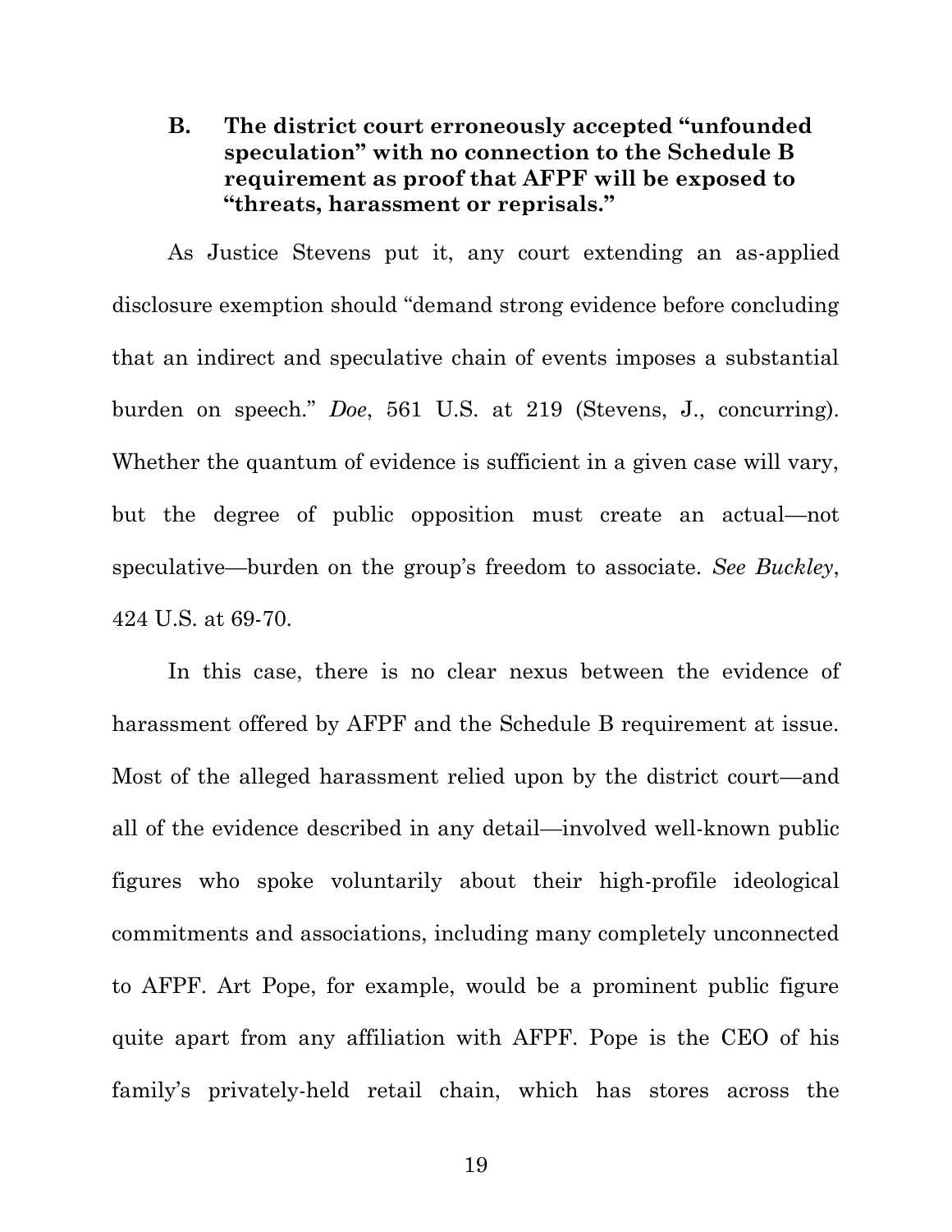### B. The district court erroneously accepted "unfounded speculation" with no connection to the Schedule B requirement as proof that AFPF will be exposed to "threats, harassment or reprisals."

As Justice Stevens put it, any court extending an as-applied disclosure exemption should "demand strong evidence before concluding that an indirect and speculative chain of events imposes a substantial burden on speech." *Doe*, 561 U.S. at 219 (Stevens, J., concurring). Whether the quantum of evidence is sufficient in a given case will vary, but the degree of public opposition must create an actual—not speculative—burden on the group's freedom to associate. *See Buckley*, 424 U.S. at 69-70.

In this case, there is no clear nexus between the evidence of harassment offered by AFPF and the Schedule B requirement at issue. Most of the alleged harassment relied upon by the district court—and all of the evidence described in any detail—involved well-known public figures who spoke voluntarily about their high-profile ideological commitments and associations, including many completely unconnected to AFPF. Art Pope, for example, would be a prominent public figure quite apart from any affiliation with AFPF. Pope is the CEO of his family's privately-held retail chain, which has stores across the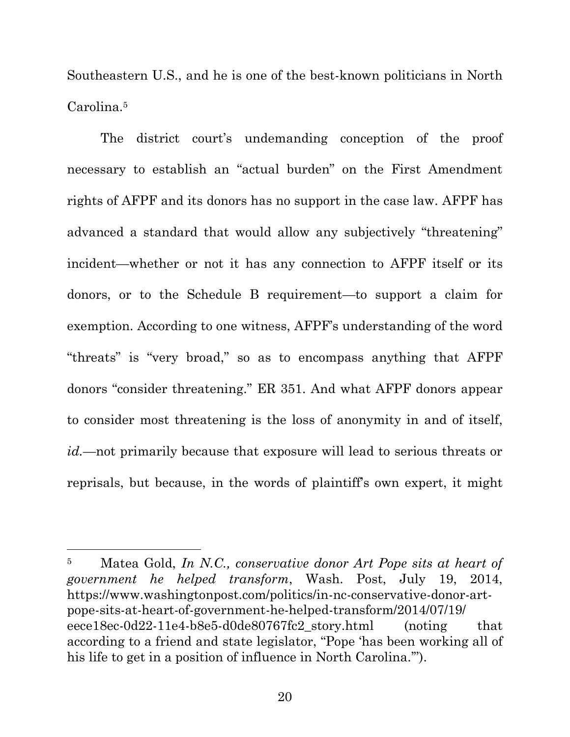Southeastern U.S., and he is one of the best-known politicians in North Carolina.[5]

The district court's undemanding conception of the proof necessary to establish an "actual burden" on the First Amendment rights of AFPF and its donors has no support in the case law. AFPF has advanced a standard that would allow any subjectively "threatening" incident—whether or not it has any connection to AFPF itself or its donors, or to the Schedule B requirement—to support a claim for exemption. According to one witness, AFPF's understanding of the word "threats" is "very broad," so as to encompass anything that AFPF donors "consider threatening." ER 351. And what AFPF donors appear to consider most threatening is the loss of anonymity in and of itself, *id.*—not primarily because that exposure will lead to serious threats or reprisals, but because, in the words of plaintiff's own expert, it might

---

[5] Matea Gold, *In N.C., conservative donor Art Pope sits at heart of government he helped transform*, Wash. Post, July 19, 2014, https://www.washingtonpost.com/politics/in-nc-conservative-donor-art-pope-sits-at-heart-of-government-he-helped-transform/2014/07/19/eece18ec-0d22-11e4-b8e5-d0de80767fc2_story.html (noting that according to a friend and state legislator, "Pope 'has been working all of his life to get in a position of influence in North Carolina.'").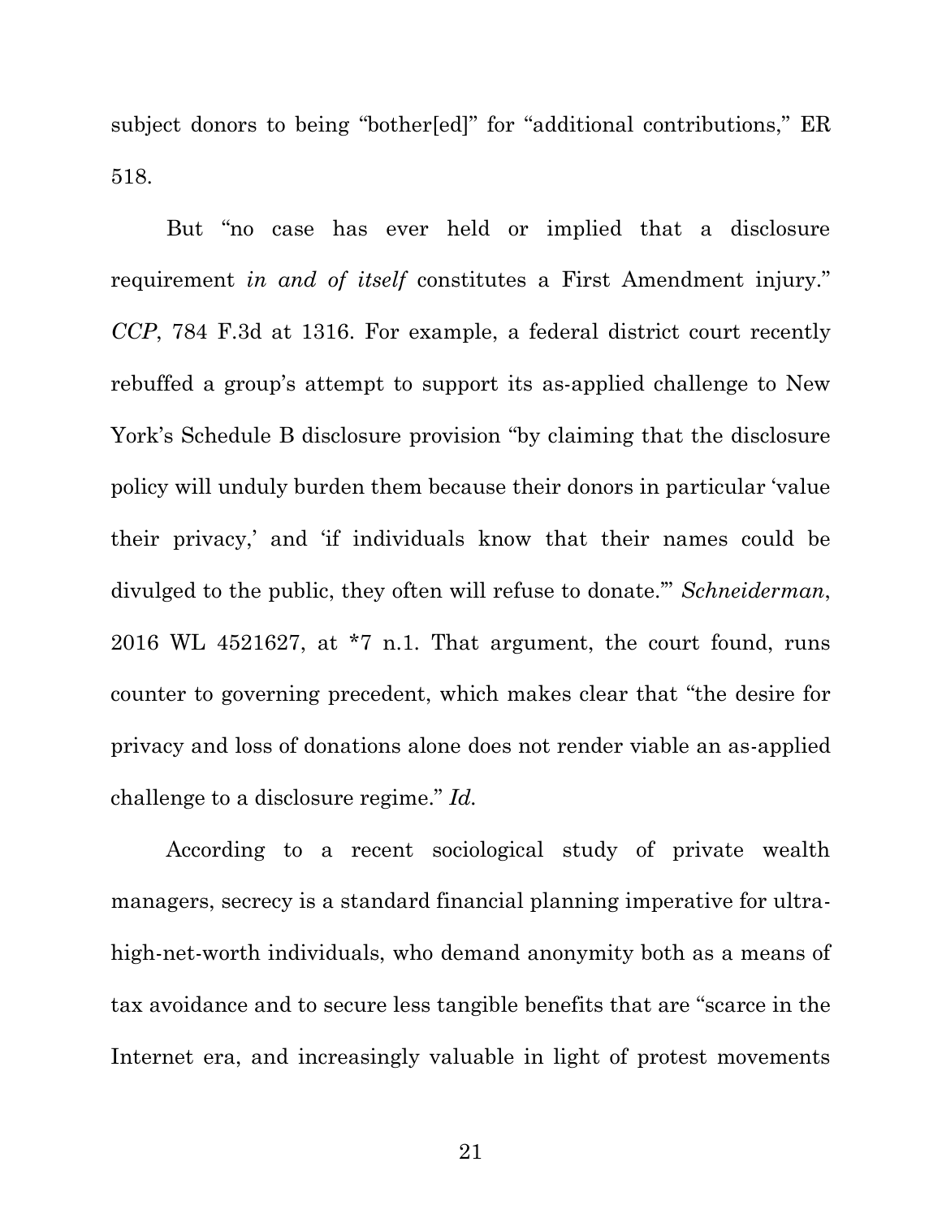subject donors to being "bother[ed]" for "additional contributions," ER 518.

But "no case has ever held or implied that a disclosure requirement *in and of itself* constitutes a First Amendment injury." *CCP*, 784 F.3d at 1316. For example, a federal district court recently rebuffed a group's attempt to support its as-applied challenge to New York's Schedule B disclosure provision "by claiming that the disclosure policy will unduly burden them because their donors in particular 'value their privacy,' and 'if individuals know that their names could be divulged to the public, they often will refuse to donate.'" *Schneiderman*, 2016 WL 4521627, at *7 n.1. That argument, the court found, runs counter to governing precedent, which makes clear that "the desire for privacy and loss of donations alone does not render viable an as-applied challenge to a disclosure regime." *Id.*

According to a recent sociological study of private wealth managers, secrecy is a standard financial planning imperative for ultra-high-net-worth individuals, who demand anonymity both as a means of tax avoidance and to secure less tangible benefits that are "scarce in the Internet era, and increasingly valuable in light of protest movements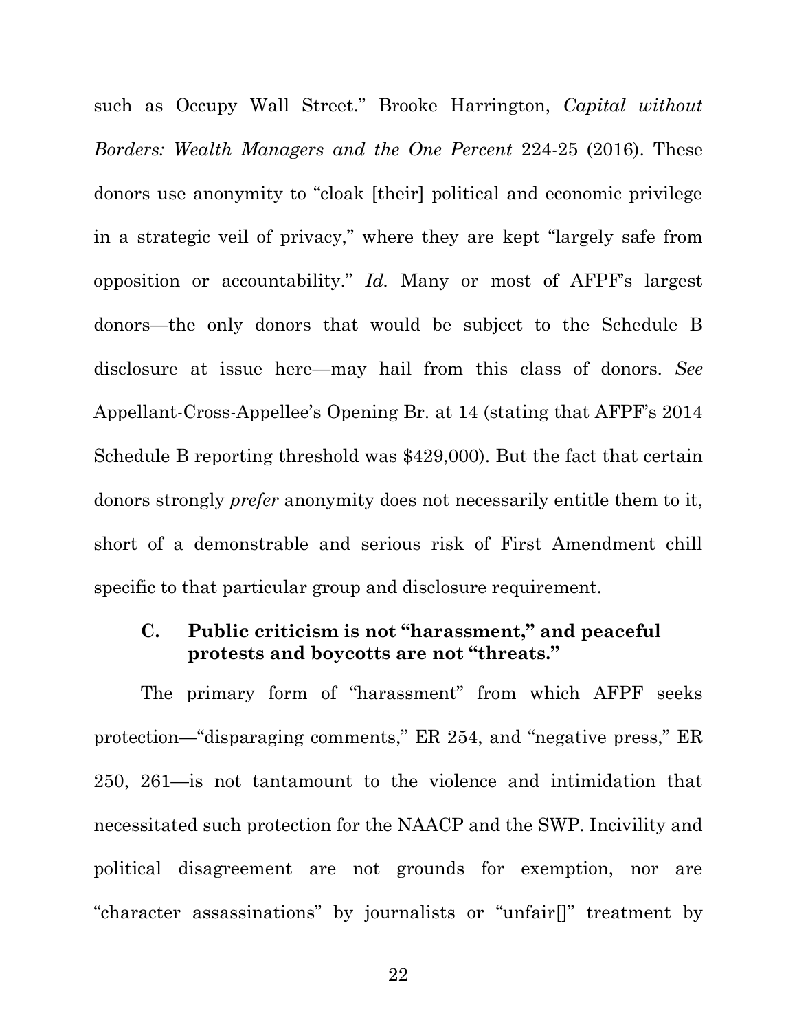such as Occupy Wall Street." Brooke Harrington, *Capital without Borders: Wealth Managers and the One Percent* 224-25 (2016). These donors use anonymity to "cloak [their] political and economic privilege in a strategic veil of privacy," where they are kept "largely safe from opposition or accountability." *Id.* Many or most of AFPF's largest donors—the only donors that would be subject to the Schedule B disclosure at issue here—may hail from this class of donors. *See* Appellant-Cross-Appellee's Opening Br. at 14 (stating that AFPF's 2014 Schedule B reporting threshold was $429,000). But the fact that certain donors strongly *prefer* anonymity does not necessarily entitle them to it, short of a demonstrable and serious risk of First Amendment chill specific to that particular group and disclosure requirement.

### C. Public criticism is not "harassment," and peaceful protests and boycotts are not "threats."

The primary form of "harassment" from which AFPF seeks protection—"disparaging comments," ER 254, and "negative press," ER 250, 261—is not tantamount to the violence and intimidation that necessitated such protection for the NAACP and the SWP. Incivility and political disagreement are not grounds for exemption, nor are "character assassinations" by journalists or "unfair[]" treatment by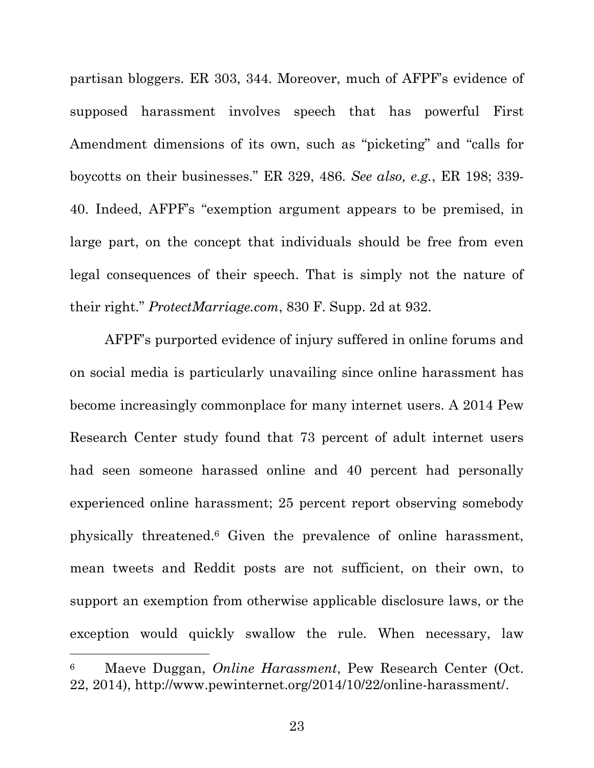partisan bloggers. ER 303, 344. Moreover, much of AFPF's evidence of supposed harassment involves speech that has powerful First Amendment dimensions of its own, such as "picketing" and "calls for boycotts on their businesses." ER 329, 486. *See also, e.g.*, ER 198; 339-40. Indeed, AFPF's "exemption argument appears to be premised, in large part, on the concept that individuals should be free from even legal consequences of their speech. That is simply not the nature of their right." *ProtectMarriage.com*, 830 F. Supp. 2d at 932.

AFPF's purported evidence of injury suffered in online forums and on social media is particularly unavailing since online harassment has become increasingly commonplace for many internet users. A 2014 Pew Research Center study found that 73 percent of adult internet users had seen someone harassed online and 40 percent had personally experienced online harassment; 25 percent report observing somebody physically threatened.[6] Given the prevalence of online harassment, mean tweets and Reddit posts are not sufficient, on their own, to support an exemption from otherwise applicable disclosure laws, or the exception would quickly swallow the rule. When necessary, law

---

[6] Maeve Duggan, *Online Harassment*, Pew Research Center (Oct. 22, 2014), http://www.pewinternet.org/2014/10/22/online-harassment/.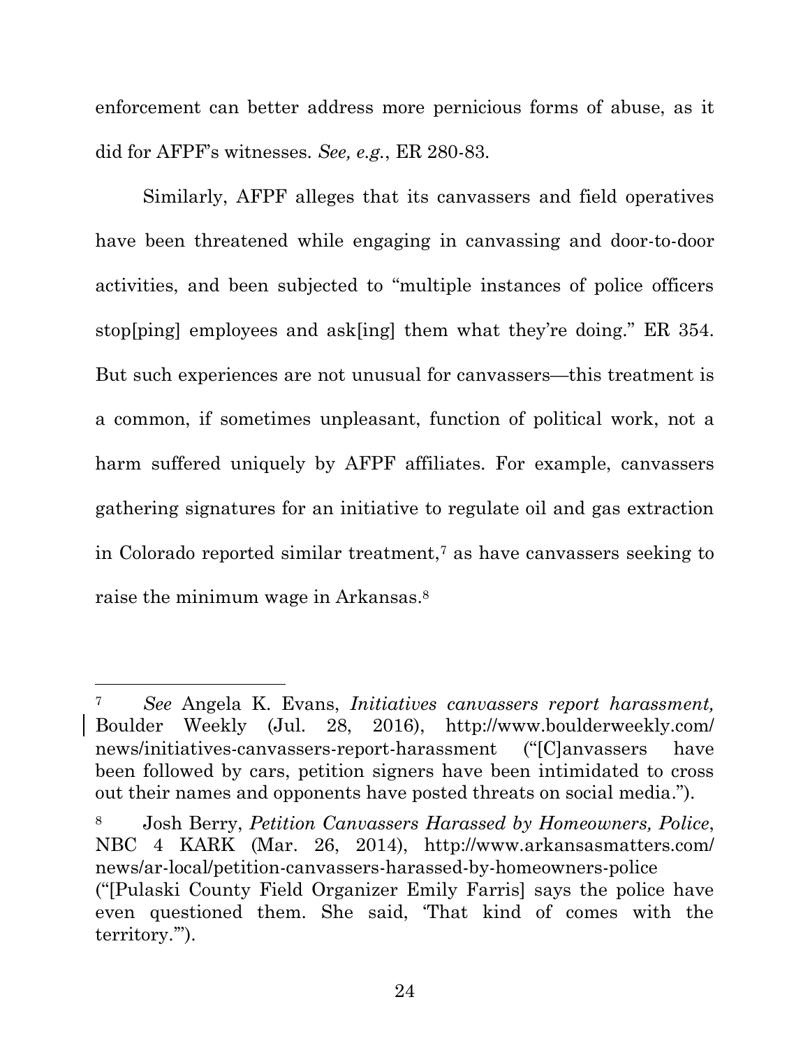enforcement can better address more pernicious forms of abuse, as it did for AFPF's witnesses. *See, e.g.*, ER 280-83.

Similarly, AFPF alleges that its canvassers and field operatives have been threatened while engaging in canvassing and door-to-door activities, and been subjected to "multiple instances of police officers stop[ping] employees and ask[ing] them what they're doing." ER 354. But such experiences are not unusual for canvassers—this treatment is a common, if sometimes unpleasant, function of political work, not a harm suffered uniquely by AFPF affiliates. For example, canvassers gathering signatures for an initiative to regulate oil and gas extraction in Colorado reported similar treatment,[7] as have canvassers seeking to raise the minimum wage in Arkansas.[8]

---

[7] *See* Angela K. Evans, *Initiatives canvassers report harassment,* Boulder Weekly (Jul. 28, 2016), http://www.boulderweekly.com/news/initiatives-canvassers-report-harassment ("[C]anvassers have been followed by cars, petition signers have been intimidated to cross out their names and opponents have posted threats on social media.").

[8] Josh Berry, *Petition Canvassers Harassed by Homeowners, Police*, NBC 4 KARK (Mar. 26, 2014), http://www.arkansasmatters.com/news/ar-local/petition-canvassers-harassed-by-homeowners-police ("[Pulaski County Field Organizer Emily Farris] says the police have even questioned them. She said, 'That kind of comes with the territory.'").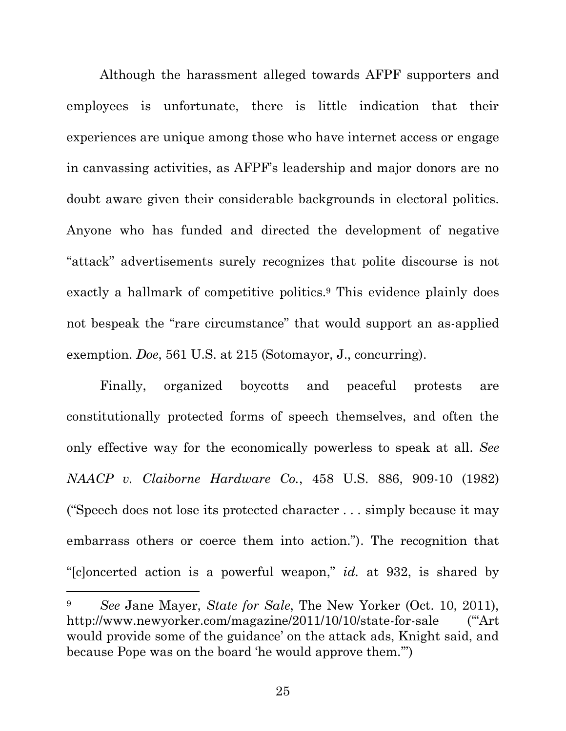Although the harassment alleged towards AFPF supporters and employees is unfortunate, there is little indication that their experiences are unique among those who have internet access or engage in canvassing activities, as AFPF's leadership and major donors are no doubt aware given their considerable backgrounds in electoral politics. Anyone who has funded and directed the development of negative "attack" advertisements surely recognizes that polite discourse is not exactly a hallmark of competitive politics.[9] This evidence plainly does not bespeak the "rare circumstance" that would support an as-applied exemption. *Doe*, 561 U.S. at 215 (Sotomayor, J., concurring).

Finally, organized boycotts and peaceful protests are constitutionally protected forms of speech themselves, and often the only effective way for the economically powerless to speak at all. *See NAACP v. Claiborne Hardware Co.*, 458 U.S. 886, 909-10 (1982) ("Speech does not lose its protected character . . . simply because it may embarrass others or coerce them into action."). The recognition that "[c]oncerted action is a powerful weapon," *id.* at 932, is shared by

---

[9] *See* Jane Mayer, *State for Sale*, The New Yorker (Oct. 10, 2011), http://www.newyorker.com/magazine/2011/10/10/state-for-sale ("'Art would provide some of the guidance' on the attack ads, Knight said, and because Pope was on the board 'he would approve them.'")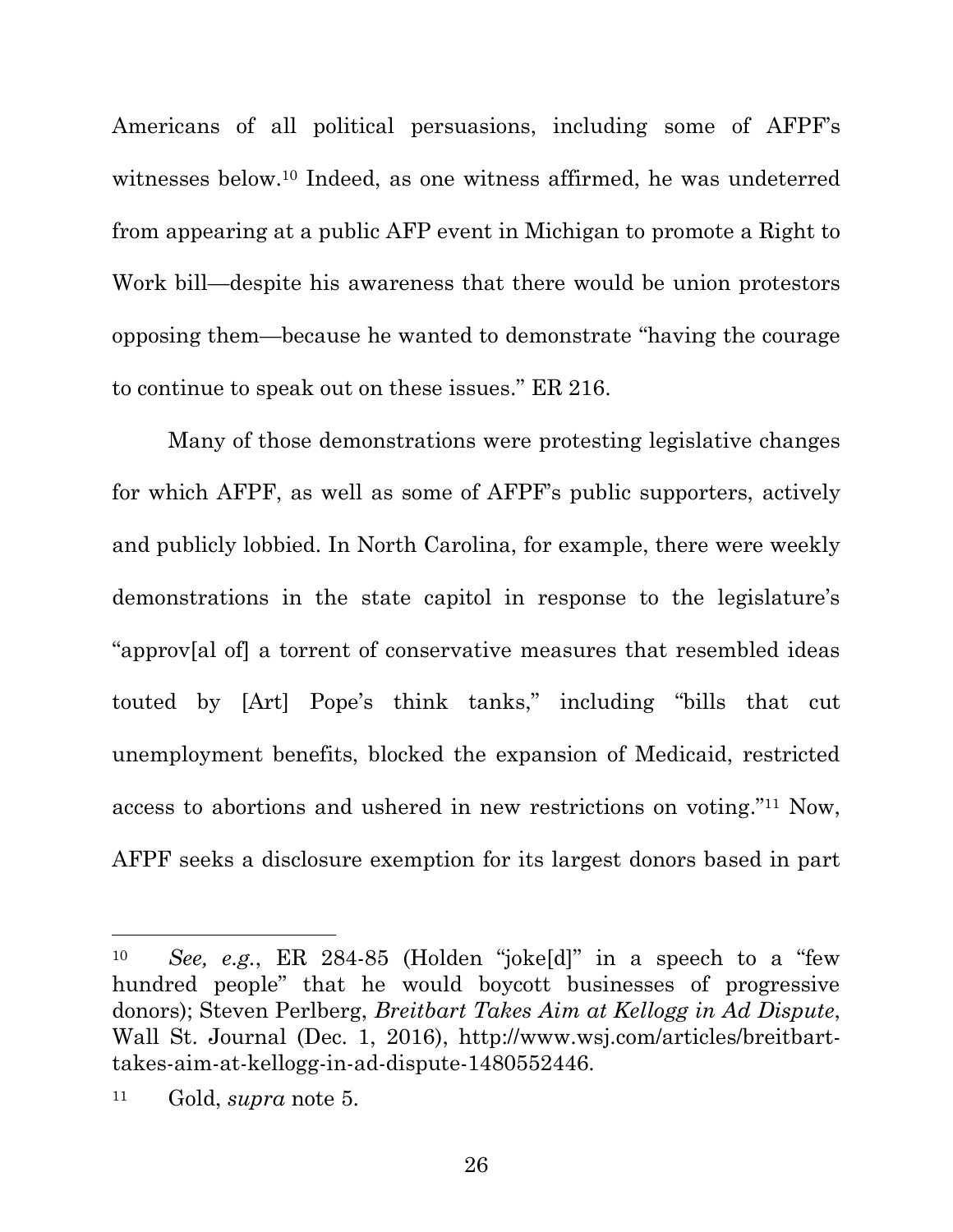Americans of all political persuasions, including some of AFPF's witnesses below.[10] Indeed, as one witness affirmed, he was undeterred from appearing at a public AFP event in Michigan to promote a Right to Work bill—despite his awareness that there would be union protestors opposing them—because he wanted to demonstrate "having the courage to continue to speak out on these issues." ER 216.

Many of those demonstrations were protesting legislative changes for which AFPF, as well as some of AFPF's public supporters, actively and publicly lobbied. In North Carolina, for example, there were weekly demonstrations in the state capitol in response to the legislature's "approv[al of] a torrent of conservative measures that resembled ideas touted by [Art] Pope's think tanks," including "bills that cut unemployment benefits, blocked the expansion of Medicaid, restricted access to abortions and ushered in new restrictions on voting."[11] Now, AFPF seeks a disclosure exemption for its largest donors based in part

---

[10] *See, e.g.*, ER 284-85 (Holden "joke[d]" in a speech to a "few hundred people" that he would boycott businesses of progressive donors); Steven Perlberg, *Breitbart Takes Aim at Kellogg in Ad Dispute*, Wall St. Journal (Dec. 1, 2016), http://www.wsj.com/articles/breitbart-takes-aim-at-kellogg-in-ad-dispute-1480552446.

[11] Gold, *supra* note 5.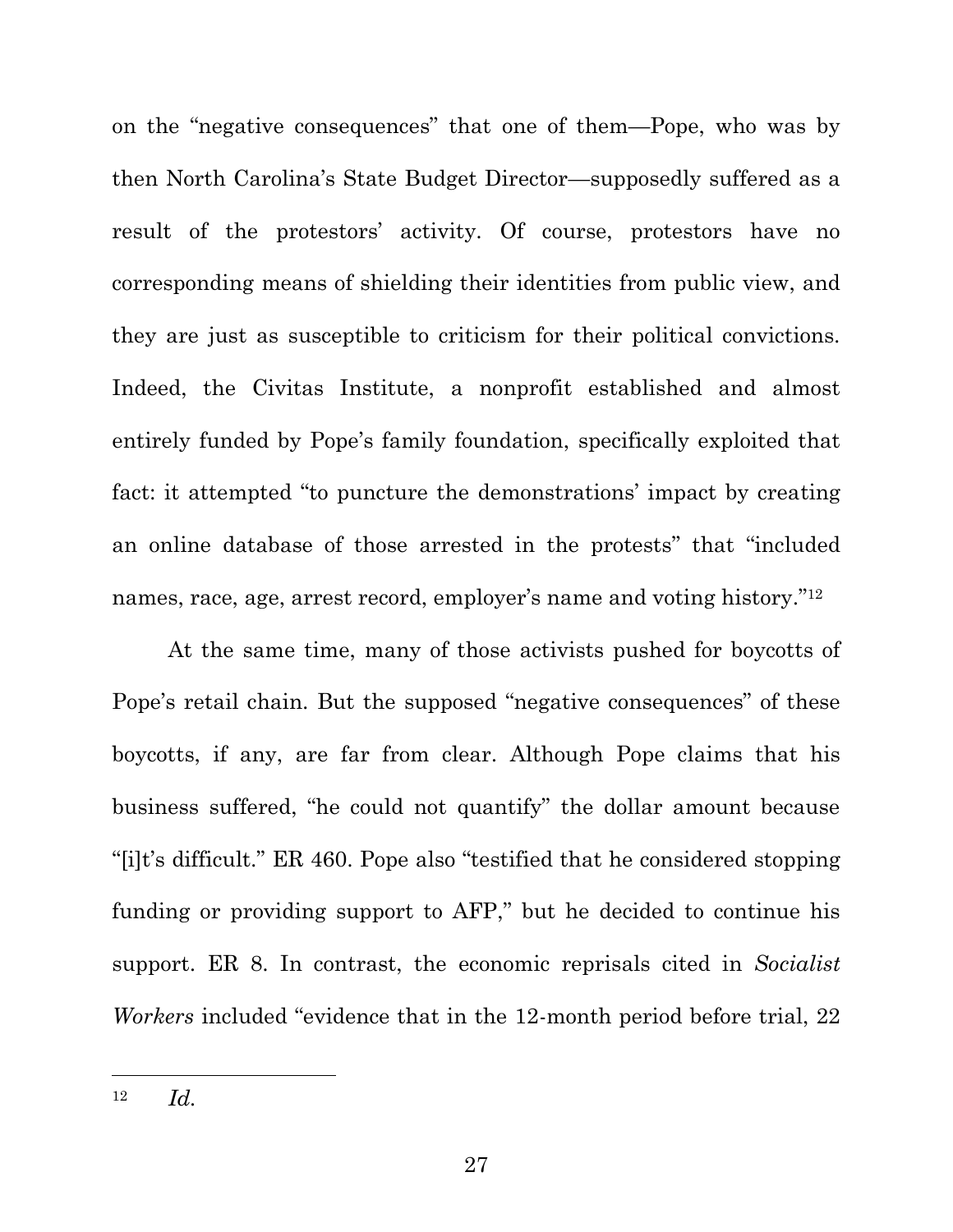on the "negative consequences" that one of them—Pope, who was by then North Carolina's State Budget Director—supposedly suffered as a result of the protestors' activity. Of course, protestors have no corresponding means of shielding their identities from public view, and they are just as susceptible to criticism for their political convictions. Indeed, the Civitas Institute, a nonprofit established and almost entirely funded by Pope's family foundation, specifically exploited that fact: it attempted "to puncture the demonstrations' impact by creating an online database of those arrested in the protests" that "included names, race, age, arrest record, employer's name and voting history."[12]

At the same time, many of those activists pushed for boycotts of Pope's retail chain. But the supposed "negative consequences" of these boycotts, if any, are far from clear. Although Pope claims that his business suffered, "he could not quantify" the dollar amount because "[i]t's difficult." ER 460. Pope also "testified that he considered stopping funding or providing support to AFP," but he decided to continue his support. ER 8. In contrast, the economic reprisals cited in *Socialist Workers* included "evidence that in the 12-month period before trial, 22

---

[12] *Id.*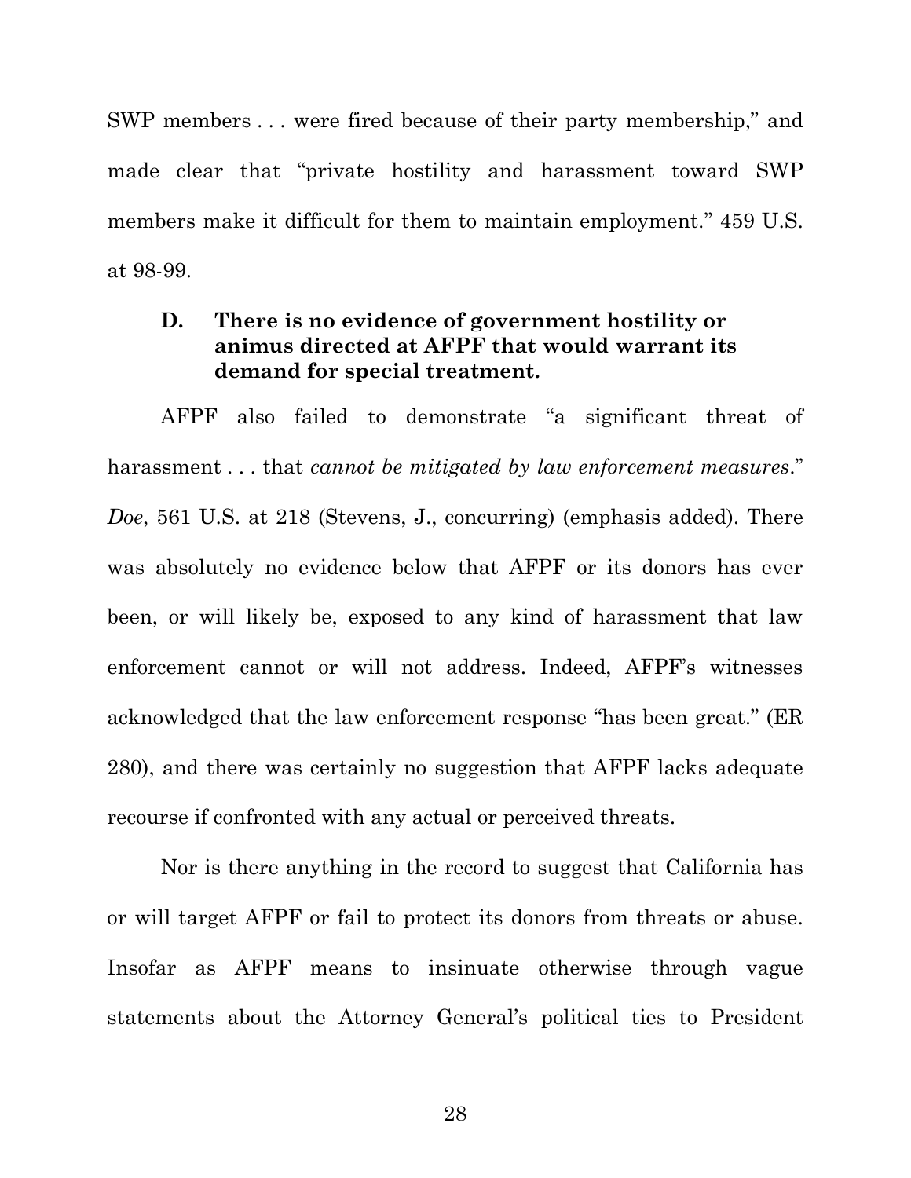SWP members . . . were fired because of their party membership," and made clear that "private hostility and harassment toward SWP members make it difficult for them to maintain employment." 459 U.S. at 98-99.

### D. There is no evidence of government hostility or animus directed at AFPF that would warrant its demand for special treatment.

AFPF also failed to demonstrate "a significant threat of harassment . . . that *cannot be mitigated by law enforcement measures*." *Doe*, 561 U.S. at 218 (Stevens, J., concurring) (emphasis added). There was absolutely no evidence below that AFPF or its donors has ever been, or will likely be, exposed to any kind of harassment that law enforcement cannot or will not address. Indeed, AFPF's witnesses acknowledged that the law enforcement response "has been great." (ER 280), and there was certainly no suggestion that AFPF lacks adequate recourse if confronted with any actual or perceived threats.

Nor is there anything in the record to suggest that California has or will target AFPF or fail to protect its donors from threats or abuse. Insofar as AFPF means to insinuate otherwise through vague statements about the Attorney General's political ties to President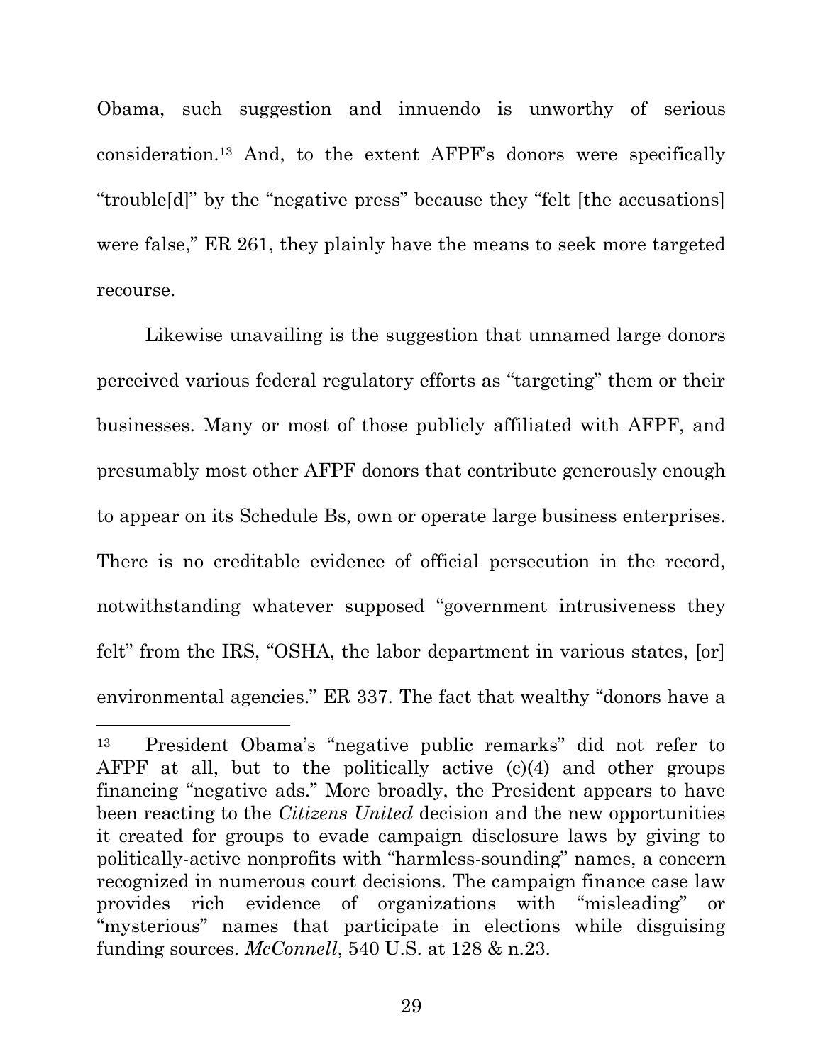Obama, such suggestion and innuendo is unworthy of serious consideration.[13] And, to the extent AFPF's donors were specifically "trouble[d]" by the "negative press" because they "felt [the accusations] were false," ER 261, they plainly have the means to seek more targeted recourse.

Likewise unavailing is the suggestion that unnamed large donors perceived various federal regulatory efforts as "targeting" them or their businesses. Many or most of those publicly affiliated with AFPF, and presumably most other AFPF donors that contribute generously enough to appear on its Schedule Bs, own or operate large business enterprises. There is no creditable evidence of official persecution in the record, notwithstanding whatever supposed "government intrusiveness they felt" from the IRS, "OSHA, the labor department in various states, [or] environmental agencies." ER 337. The fact that wealthy "donors have a

---

[13] President Obama's "negative public remarks" did not refer to AFPF at all, but to the politically active (c)(4) and other groups financing "negative ads." More broadly, the President appears to have been reacting to the *Citizens United* decision and the new opportunities it created for groups to evade campaign disclosure laws by giving to politically-active nonprofits with "harmless-sounding" names, a concern recognized in numerous court decisions. The campaign finance case law provides rich evidence of organizations with "misleading" or "mysterious" names that participate in elections while disguising funding sources. *McConnell*, 540 U.S. at 128 & n.23.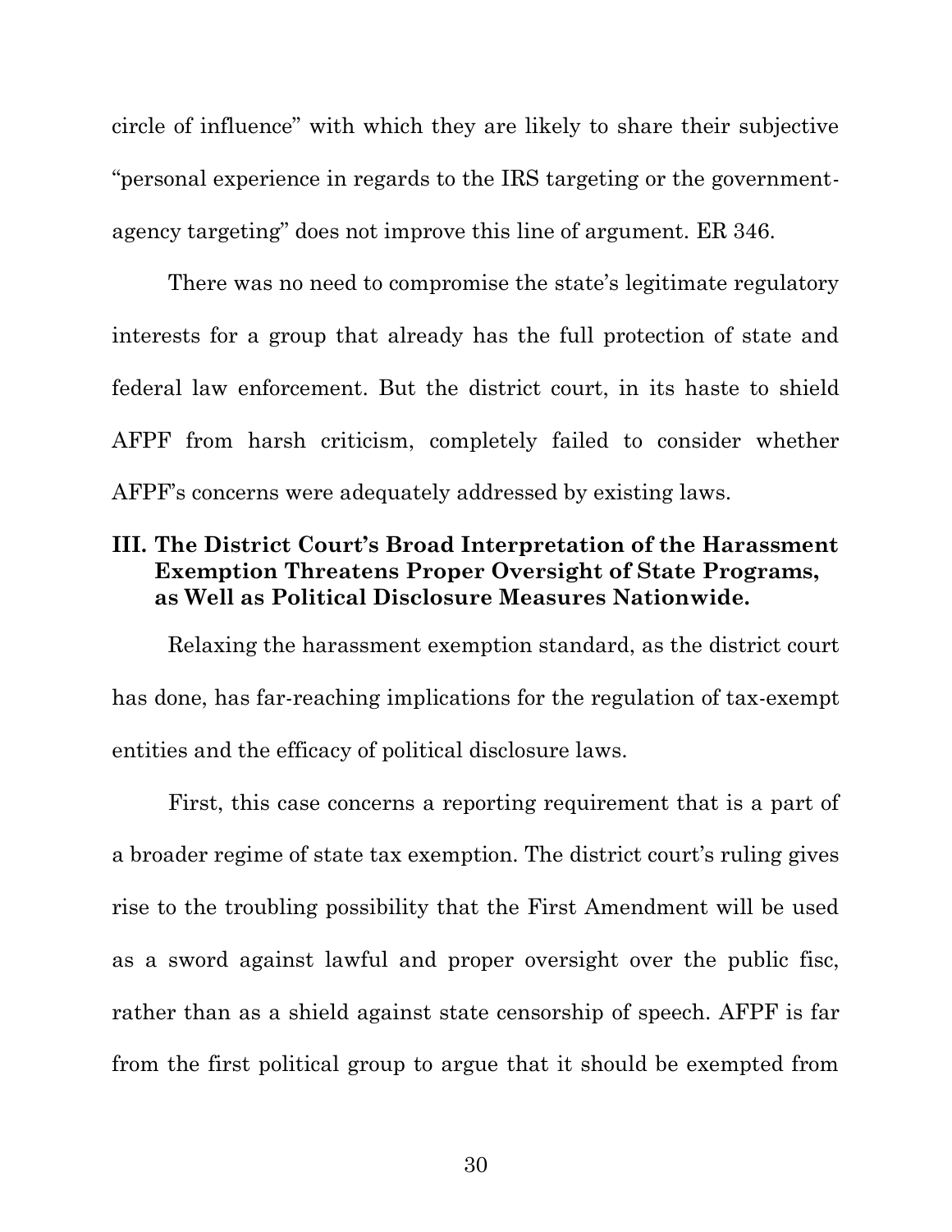circle of influence" with which they are likely to share their subjective "personal experience in regards to the IRS targeting or the government-agency targeting" does not improve this line of argument. ER 346.

There was no need to compromise the state's legitimate regulatory interests for a group that already has the full protection of state and federal law enforcement. But the district court, in its haste to shield AFPF from harsh criticism, completely failed to consider whether AFPF's concerns were adequately addressed by existing laws.

## III. The District Court's Broad Interpretation of the Harassment Exemption Threatens Proper Oversight of State Programs, as Well as Political Disclosure Measures Nationwide.

Relaxing the harassment exemption standard, as the district court has done, has far-reaching implications for the regulation of tax-exempt entities and the efficacy of political disclosure laws.

First, this case concerns a reporting requirement that is a part of a broader regime of state tax exemption. The district court's ruling gives rise to the troubling possibility that the First Amendment will be used as a sword against lawful and proper oversight over the public fisc, rather than as a shield against state censorship of speech. AFPF is far from the first political group to argue that it should be exempted from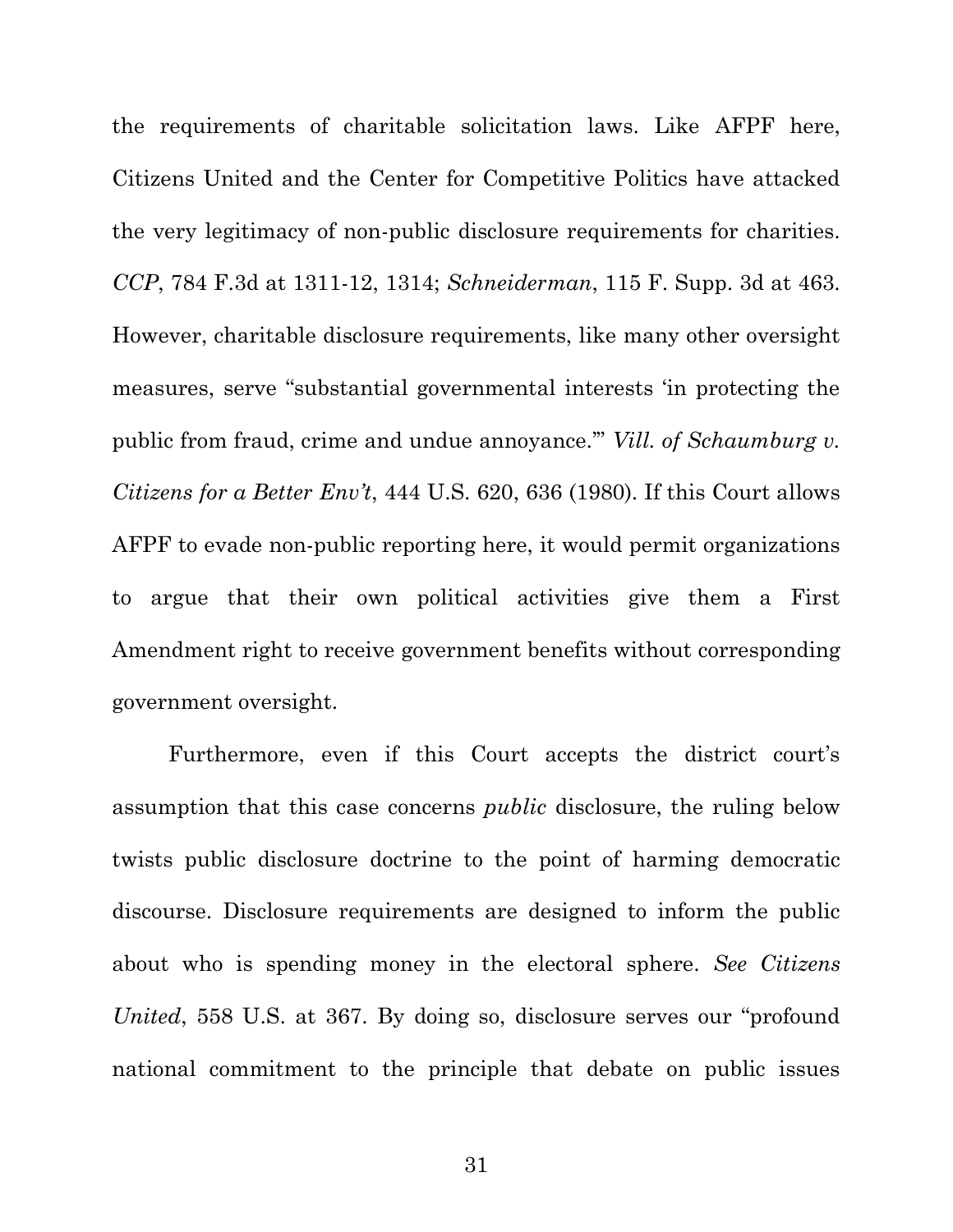the requirements of charitable solicitation laws. Like AFPF here, Citizens United and the Center for Competitive Politics have attacked the very legitimacy of non-public disclosure requirements for charities. *CCP*, 784 F.3d at 1311-12, 1314; *Schneiderman*, 115 F. Supp. 3d at 463. However, charitable disclosure requirements, like many other oversight measures, serve "substantial governmental interests 'in protecting the public from fraud, crime and undue annoyance.'" *Vill. of Schaumburg v. Citizens for a Better Env't*, 444 U.S. 620, 636 (1980). If this Court allows AFPF to evade non-public reporting here, it would permit organizations to argue that their own political activities give them a First Amendment right to receive government benefits without corresponding government oversight.

Furthermore, even if this Court accepts the district court's assumption that this case concerns *public* disclosure, the ruling below twists public disclosure doctrine to the point of harming democratic discourse. Disclosure requirements are designed to inform the public about who is spending money in the electoral sphere. *See Citizens United*, 558 U.S. at 367. By doing so, disclosure serves our "profound national commitment to the principle that debate on public issues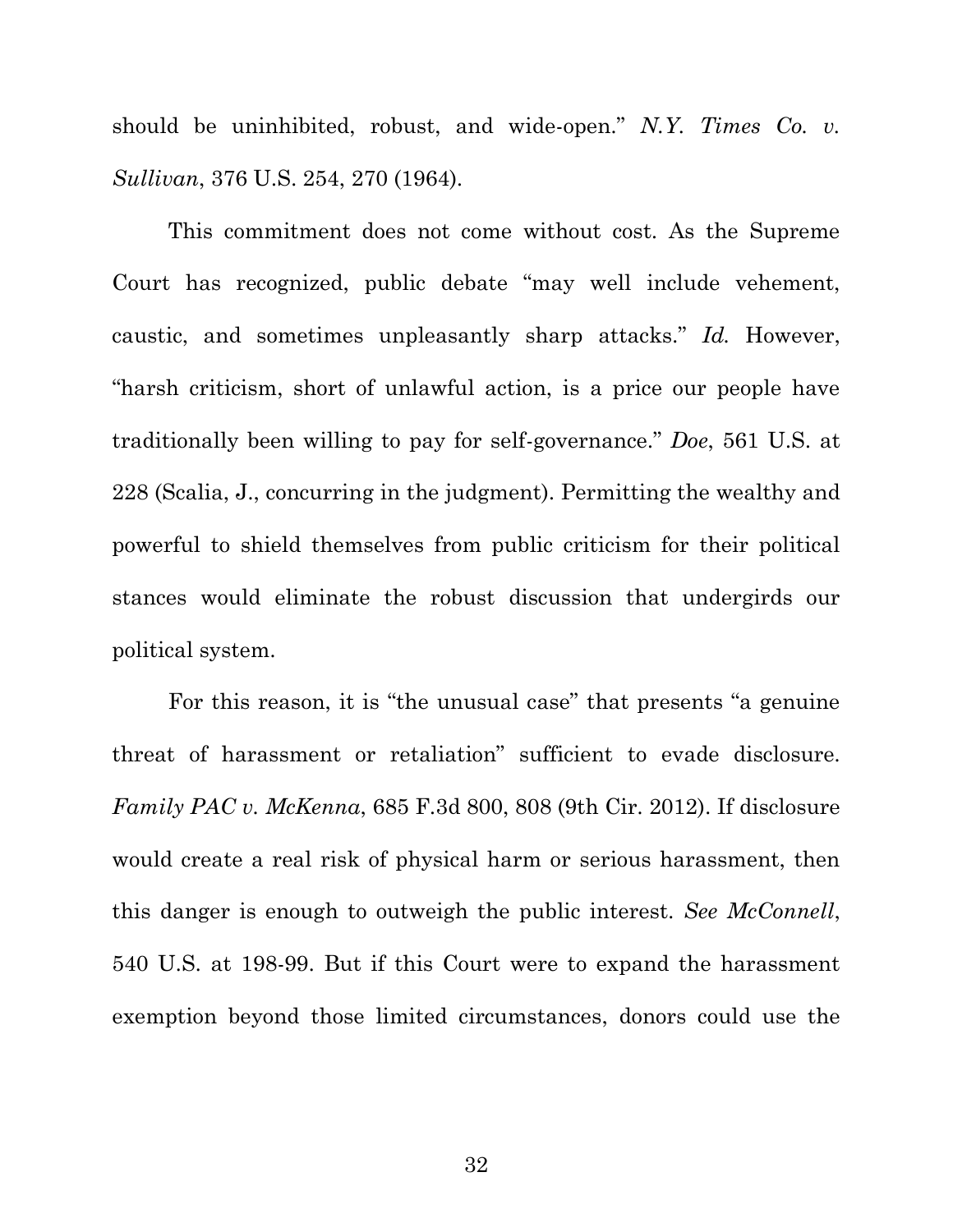should be uninhibited, robust, and wide-open." *N.Y. Times Co. v. Sullivan*, 376 U.S. 254, 270 (1964).

This commitment does not come without cost. As the Supreme Court has recognized, public debate "may well include vehement, caustic, and sometimes unpleasantly sharp attacks." *Id.* However, "harsh criticism, short of unlawful action, is a price our people have traditionally been willing to pay for self-governance." *Doe*, 561 U.S. at 228 (Scalia, J., concurring in the judgment). Permitting the wealthy and powerful to shield themselves from public criticism for their political stances would eliminate the robust discussion that undergirds our political system.

For this reason, it is "the unusual case" that presents "a genuine threat of harassment or retaliation" sufficient to evade disclosure. *Family PAC v. McKenna*, 685 F.3d 800, 808 (9th Cir. 2012). If disclosure would create a real risk of physical harm or serious harassment, then this danger is enough to outweigh the public interest. *See McConnell*, 540 U.S. at 198-99. But if this Court were to expand the harassment exemption beyond those limited circumstances, donors could use the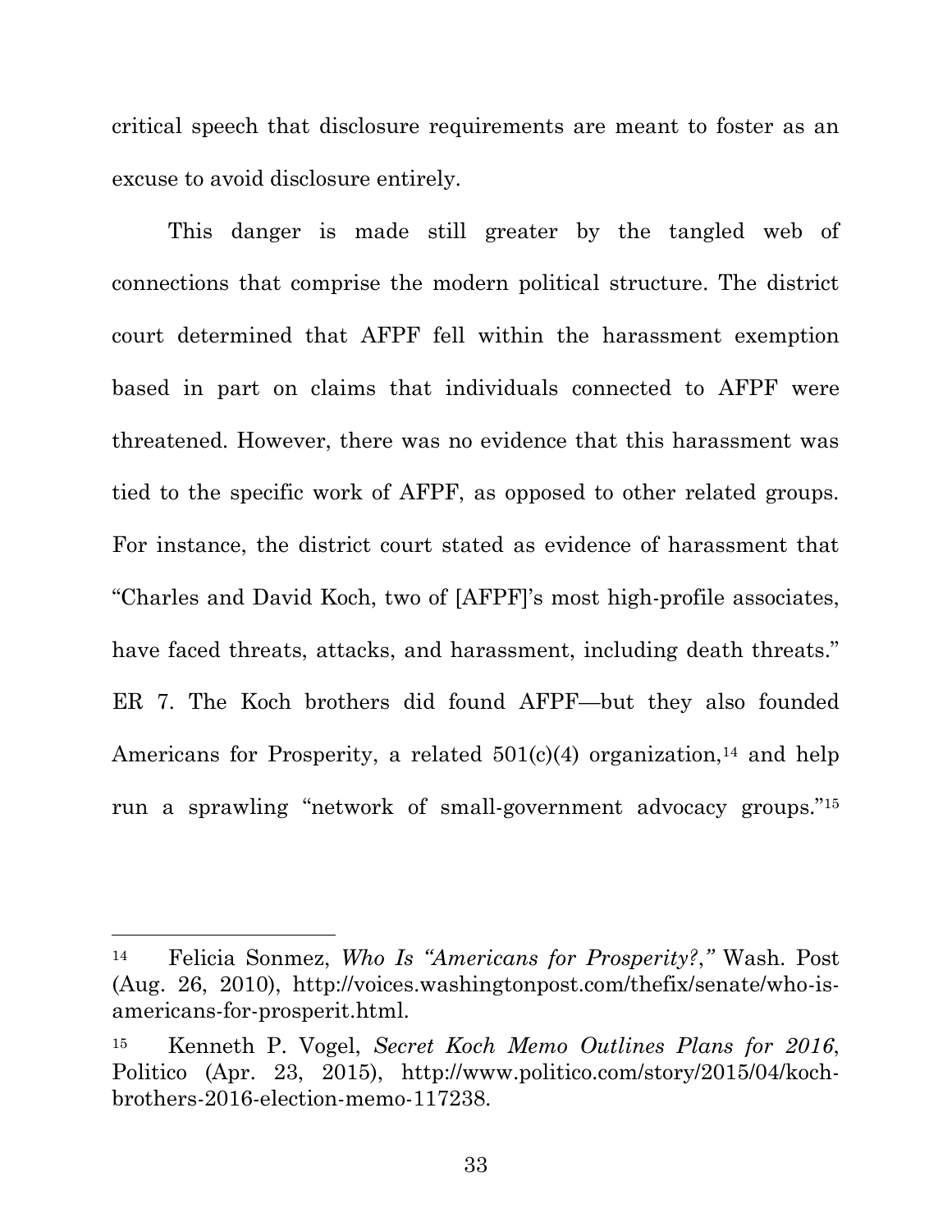critical speech that disclosure requirements are meant to foster as an excuse to avoid disclosure entirely.

This danger is made still greater by the tangled web of connections that comprise the modern political structure. The district court determined that AFPF fell within the harassment exemption based in part on claims that individuals connected to AFPF were threatened. However, there was no evidence that this harassment was tied to the specific work of AFPF, as opposed to other related groups. For instance, the district court stated as evidence of harassment that "Charles and David Koch, two of [AFPF]'s most high-profile associates, have faced threats, attacks, and harassment, including death threats." ER 7. The Koch brothers did found AFPF—but they also founded Americans for Prosperity, a related 501(c)(4) organization,[14] and help run a sprawling "network of small-government advocacy groups."[15]

---

[14] Felicia Sonmez, *Who Is "Americans for Prosperity?,"* Wash. Post (Aug. 26, 2010), http://voices.washingtonpost.com/thefix/senate/who-is-americans-for-prosperit.html.

[15] Kenneth P. Vogel, *Secret Koch Memo Outlines Plans for 2016*, Politico (Apr. 23, 2015), http://www.politico.com/story/2015/04/koch-brothers-2016-election-memo-117238.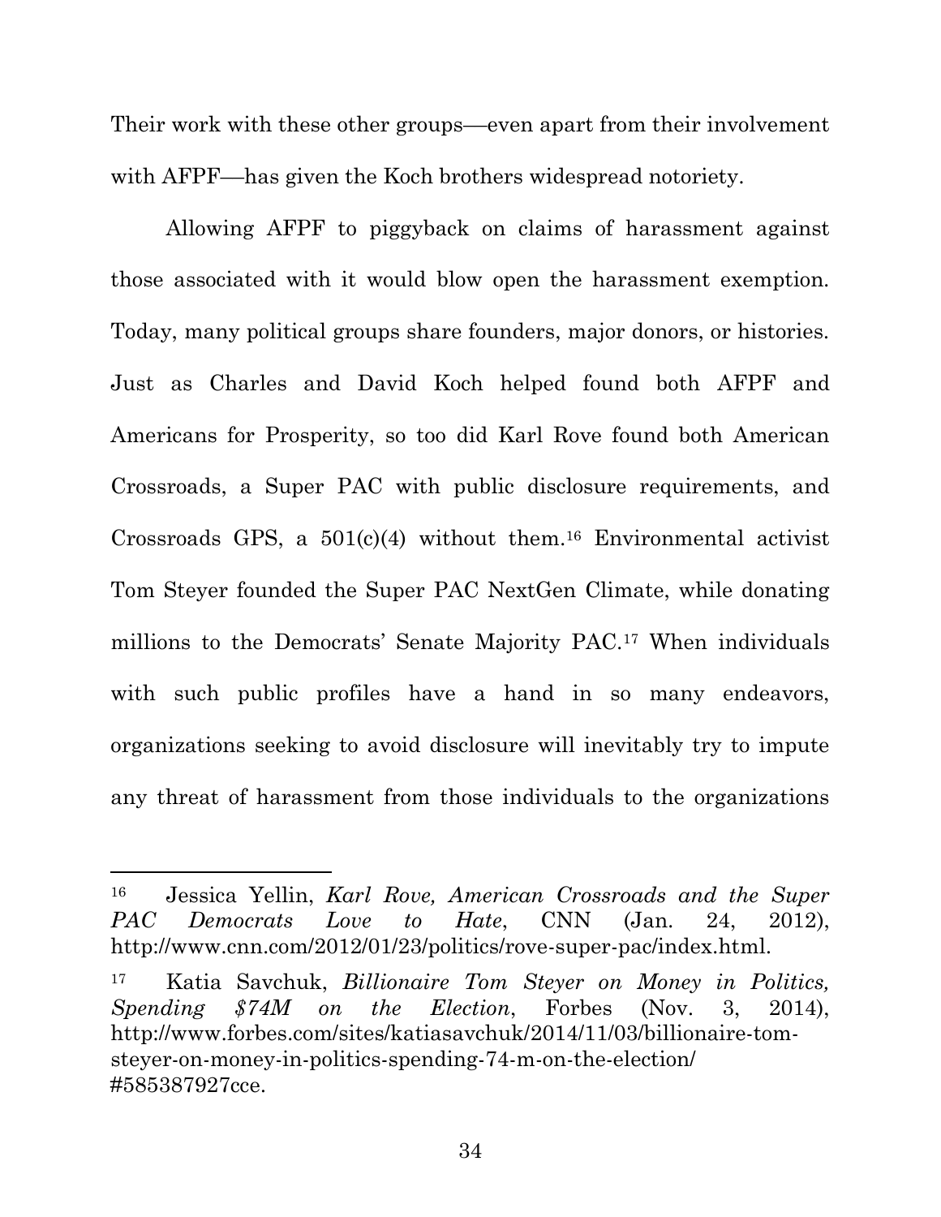Their work with these other groups—even apart from their involvement with AFPF—has given the Koch brothers widespread notoriety.

Allowing AFPF to piggyback on claims of harassment against those associated with it would blow open the harassment exemption. Today, many political groups share founders, major donors, or histories. Just as Charles and David Koch helped found both AFPF and Americans for Prosperity, so too did Karl Rove found both American Crossroads, a Super PAC with public disclosure requirements, and Crossroads GPS, a 501(c)(4) without them.[16] Environmental activist Tom Steyer founded the Super PAC NextGen Climate, while donating millions to the Democrats' Senate Majority PAC.[17] When individuals with such public profiles have a hand in so many endeavors, organizations seeking to avoid disclosure will inevitably try to impute any threat of harassment from those individuals to the organizations

---

[16] Jessica Yellin, *Karl Rove, American Crossroads and the Super PAC Democrats Love to Hate*, CNN (Jan. 24, 2012), http://www.cnn.com/2012/01/23/politics/rove-super-pac/index.html.

[17] Katia Savchuk, *Billionaire Tom Steyer on Money in Politics, Spending $74M on the Election*, Forbes (Nov. 3, 2014), http://www.forbes.com/sites/katiasavchuk/2014/11/03/billionaire-tom-steyer-on-money-in-politics-spending-74-m-on-the-election/#585387927cce.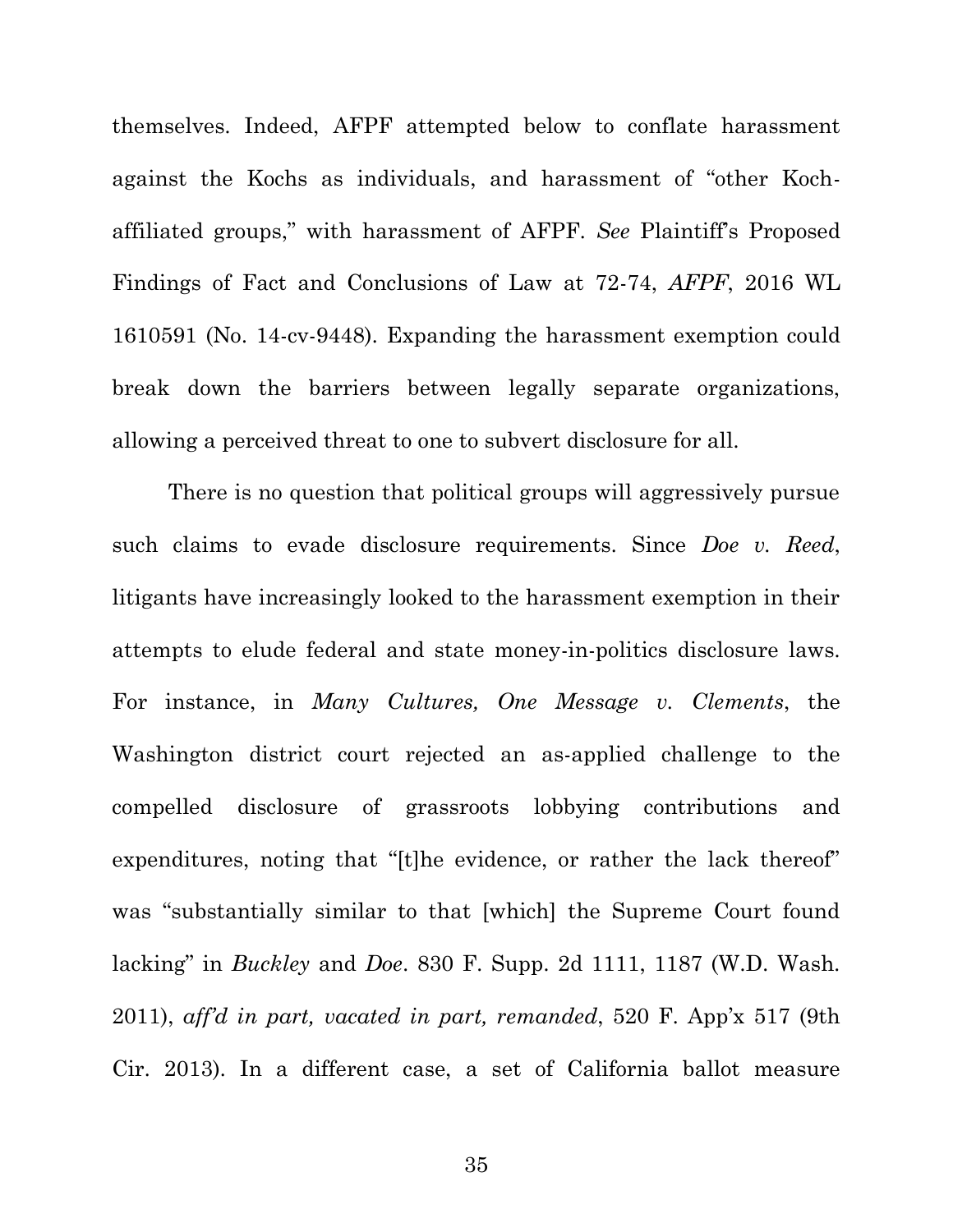themselves. Indeed, AFPF attempted below to conflate harassment against the Kochs as individuals, and harassment of "other Koch-affiliated groups," with harassment of AFPF. *See* Plaintiff's Proposed Findings of Fact and Conclusions of Law at 72-74, *AFPF*, 2016 WL 1610591 (No. 14-cv-9448). Expanding the harassment exemption could break down the barriers between legally separate organizations, allowing a perceived threat to one to subvert disclosure for all.

There is no question that political groups will aggressively pursue such claims to evade disclosure requirements. Since *Doe v. Reed*, litigants have increasingly looked to the harassment exemption in their attempts to elude federal and state money-in-politics disclosure laws. For instance, in *Many Cultures, One Message v. Clements*, the Washington district court rejected an as-applied challenge to the compelled disclosure of grassroots lobbying contributions and expenditures, noting that "[t]he evidence, or rather the lack thereof" was "substantially similar to that [which] the Supreme Court found lacking" in *Buckley* and *Doe*. 830 F. Supp. 2d 1111, 1187 (W.D. Wash. 2011), *aff'd in part, vacated in part, remanded*, 520 F. App'x 517 (9th Cir. 2013). In a different case, a set of California ballot measure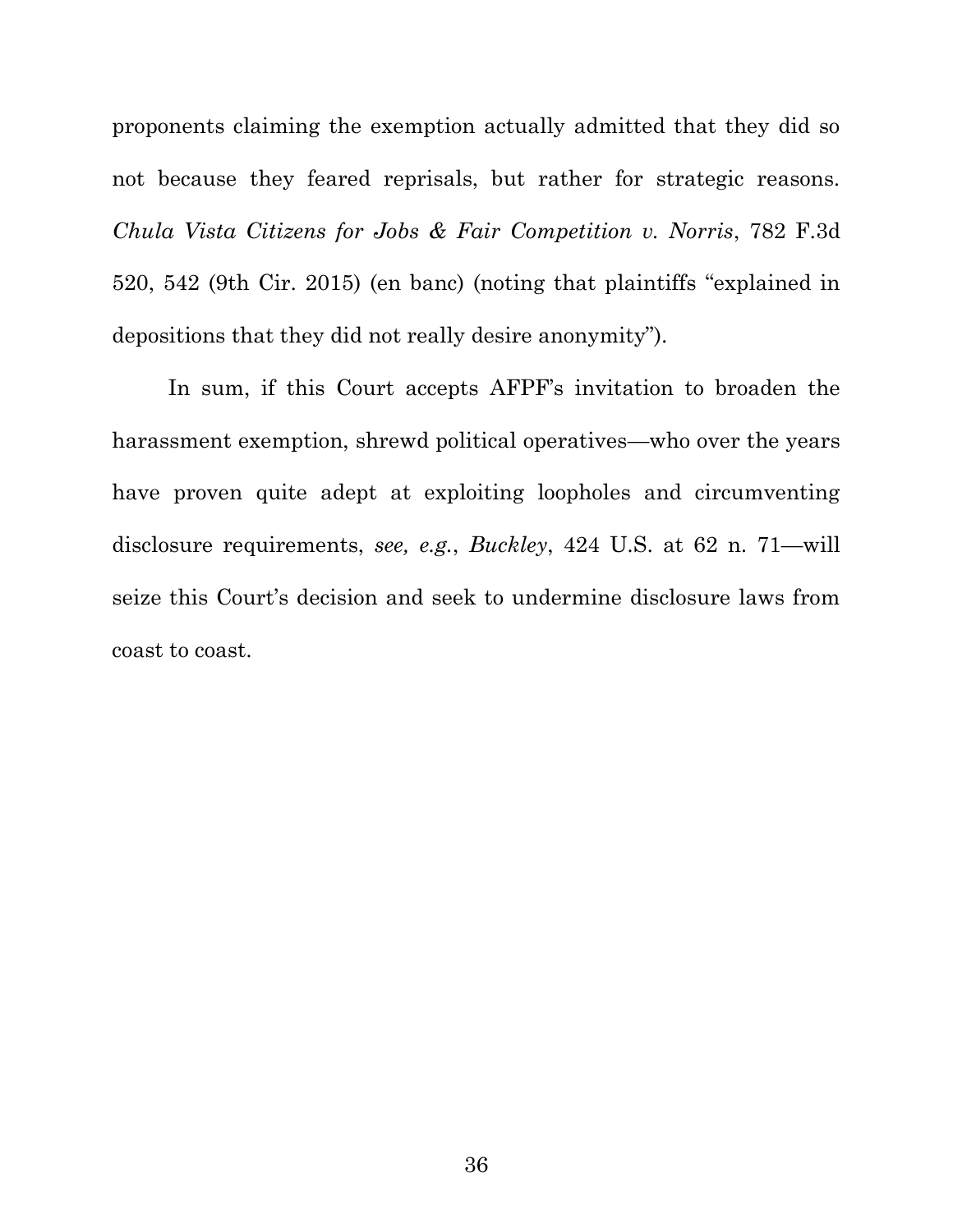proponents claiming the exemption actually admitted that they did so not because they feared reprisals, but rather for strategic reasons. *Chula Vista Citizens for Jobs & Fair Competition v. Norris*, 782 F.3d 520, 542 (9th Cir. 2015) (en banc) (noting that plaintiffs "explained in depositions that they did not really desire anonymity").

In sum, if this Court accepts AFPF's invitation to broaden the harassment exemption, shrewd political operatives—who over the years have proven quite adept at exploiting loopholes and circumventing disclosure requirements, *see, e.g.*, *Buckley*, 424 U.S. at 62 n. 71—will seize this Court's decision and seek to undermine disclosure laws from coast to coast.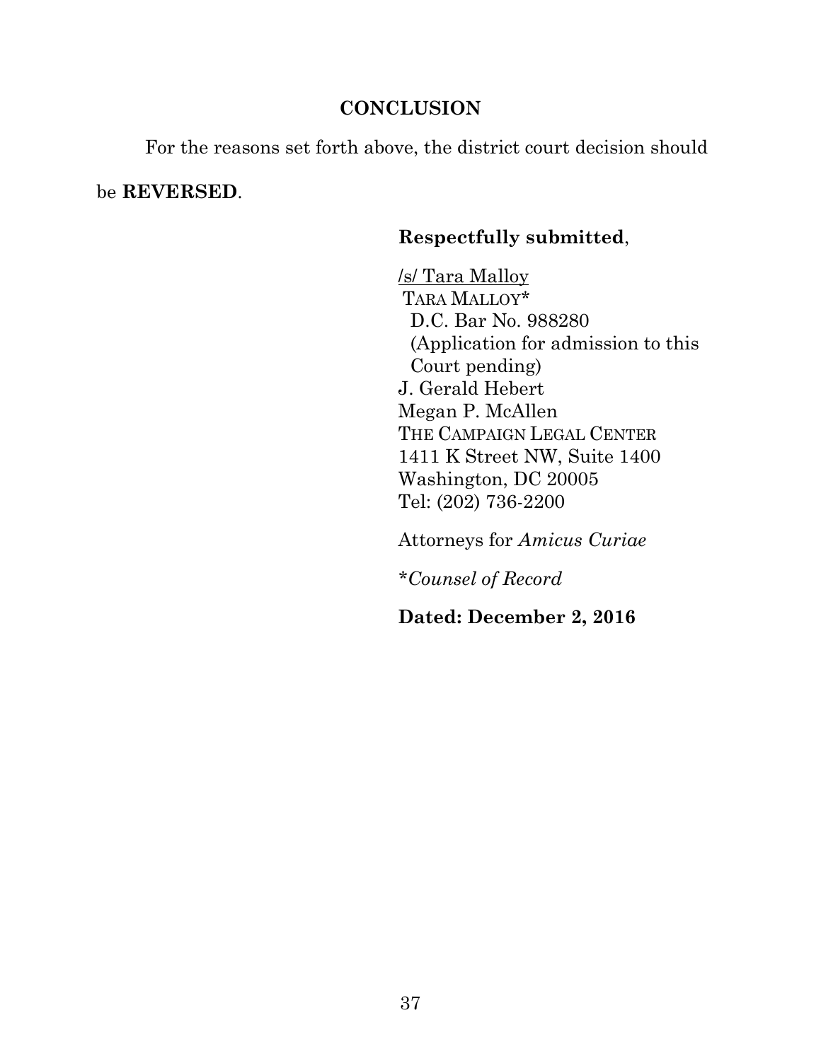## CONCLUSION

For the reasons set forth above, the district court decision should be **REVERSED**.

**Respectfully submitted**,

/s/ Tara Malloy
TARA MALLOY*
D.C. Bar No. 988280
(Application for admission to this Court pending)
J. Gerald Hebert
Megan P. McAllen
THE CAMPAIGN LEGAL CENTER
1411 K Street NW, Suite 1400
Washington, DC 20005
Tel: (202) 736-2200

Attorneys for *Amicus Curiae*

**Counsel of Record*

**Dated: December 2, 2016**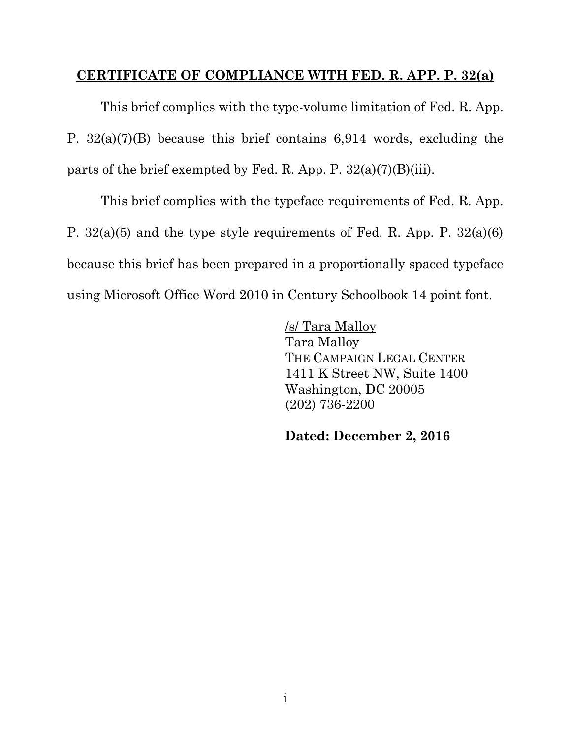**CERTIFICATE OF COMPLIANCE WITH FED. R. APP. P. 32(a)**

This brief complies with the type-volume limitation of Fed. R. App. P. 32(a)(7)(B) because this brief contains 6,914 words, excluding the parts of the brief exempted by Fed. R. App. P. 32(a)(7)(B)(iii).

This brief complies with the typeface requirements of Fed. R. App. P. 32(a)(5) and the type style requirements of Fed. R. App. P. 32(a)(6) because this brief has been prepared in a proportionally spaced typeface using Microsoft Office Word 2010 in Century Schoolbook 14 point font.

/s/ Tara Malloy
Tara Malloy
THE CAMPAIGN LEGAL CENTER
1411 K Street NW, Suite 1400
Washington, DC 20005
(202) 736-2200

**Dated: December 2, 2016**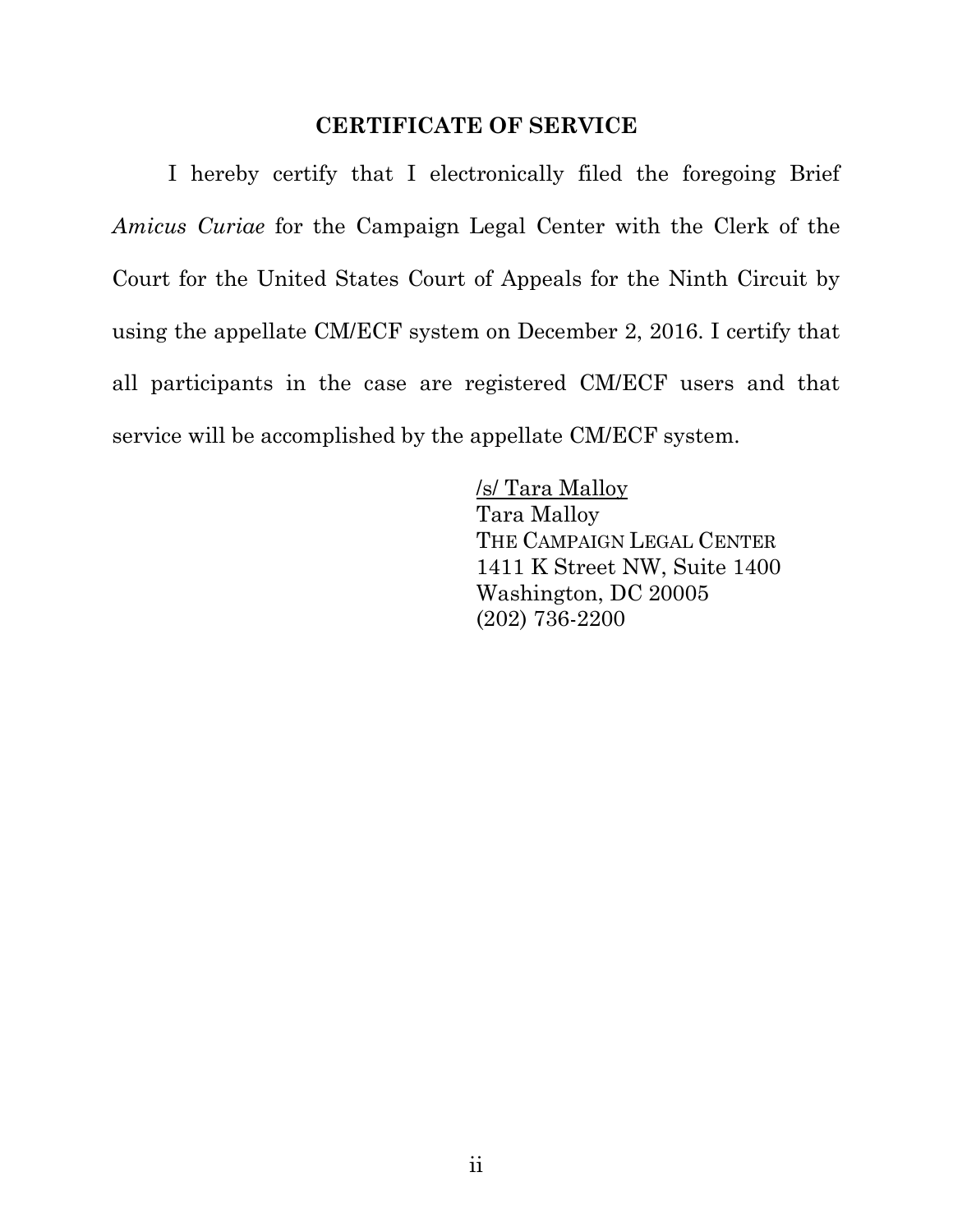## CERTIFICATE OF SERVICE

I hereby certify that I electronically filed the foregoing Brief *Amicus Curiae* for the Campaign Legal Center with the Clerk of the Court for the United States Court of Appeals for the Ninth Circuit by using the appellate CM/ECF system on December 2, 2016. I certify that all participants in the case are registered CM/ECF users and that service will be accomplished by the appellate CM/ECF system.

/s/ Tara Malloy  
Tara Malloy  
THE CAMPAIGN LEGAL CENTER  
1411 K Street NW, Suite 1400  
Washington, DC 20005  
(202) 736-2200